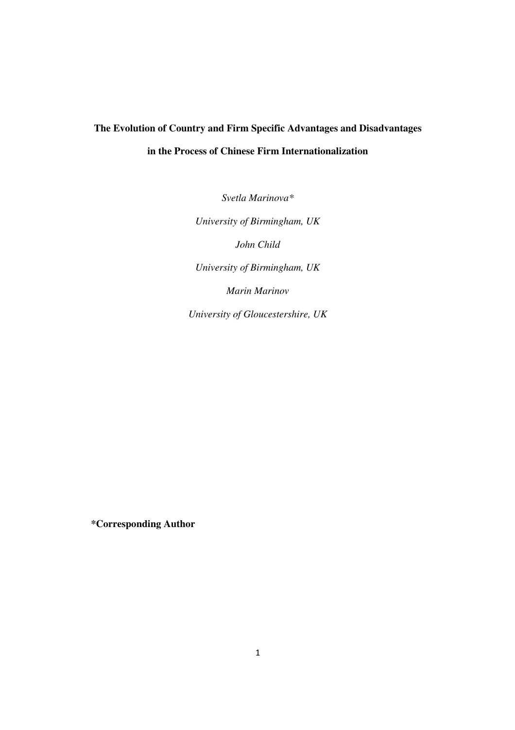# The Evolution of Country and Firm Specific Advantages and Disadvantages in the Process of Chinese Firm Internationalization

*Svetla Marinova\**

*University of Birmingham, UK*

*John Child*

*University of Birmingham, UK*

*Marin Marinov*

*University of Gloucestershire, UK*

**\*Corresponding Author**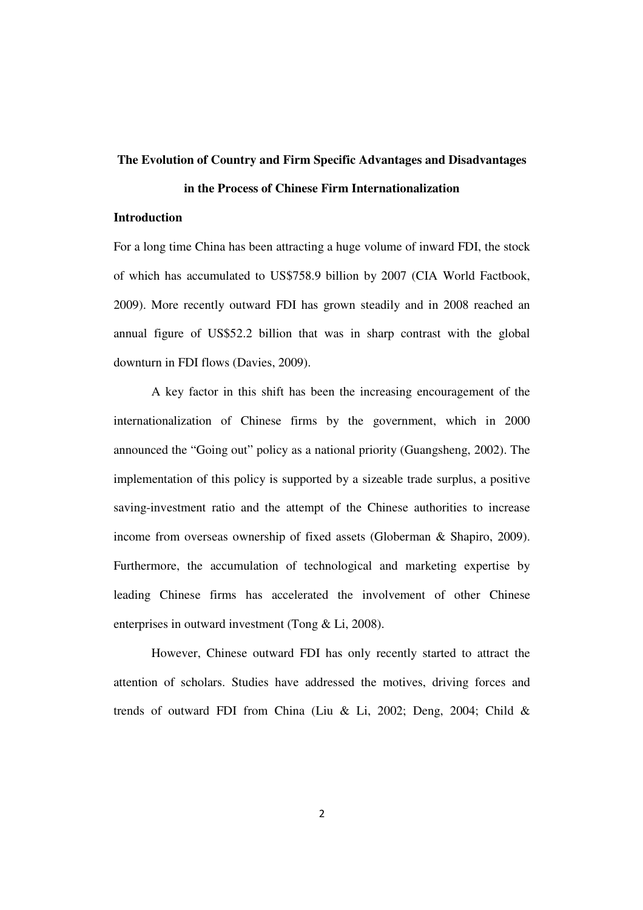# The Evolution of Country and Firm Specific Advantages and Disadvantages in the Process of Chinese Firm Internationalization

## Introduction

For a long time China has been attracting a huge volume of inward FDI, the stock of which has accumulated to US$758.9 billion by 2007 (CIA World Factbook, 2009). More recently outward FDI has grown steadily and in 2008 reached an annual figure of US$52.2 billion that was in sharp contrast with the global downturn in FDI flows (Davies, 2009).

A key factor in this shift has been the increasing encouragement of the internationalization of Chinese firms by the government, which in 2000 announced the "Going out" policy as a national priority (Guangsheng, 2002). The implementation of this policy is supported by a sizeable trade surplus, a positive saving-investment ratio and the attempt of the Chinese authorities to increase income from overseas ownership of fixed assets (Globerman & Shapiro, 2009). Furthermore, the accumulation of technological and marketing expertise by leading Chinese firms has accelerated the involvement of other Chinese enterprises in outward investment (Tong & Li, 2008).

However, Chinese outward FDI has only recently started to attract the attention of scholars. Studies have addressed the motives, driving forces and trends of outward FDI from China (Liu & Li, 2002; Deng, 2004; Child &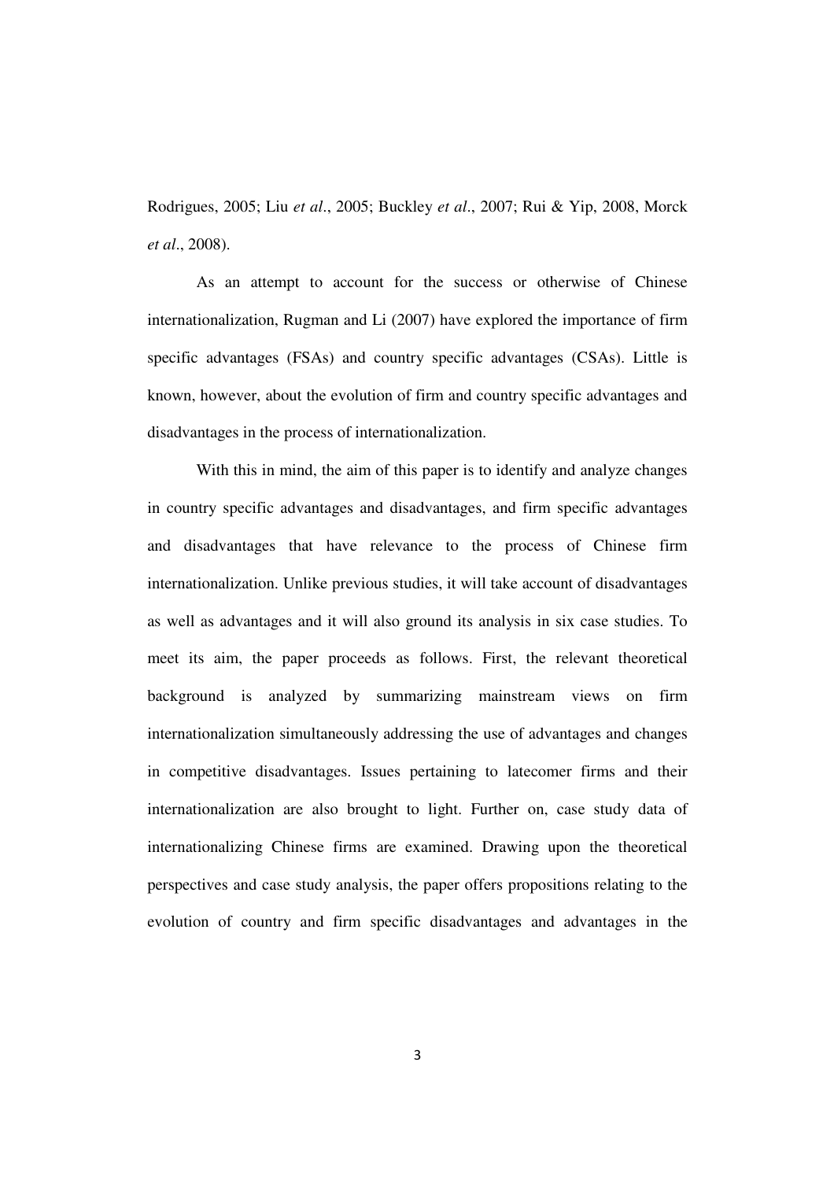Rodrigues, 2005; Liu *et al*., 2005; Buckley *et al*., 2007; Rui & Yip, 2008, Morck *et al*., 2008).

As an attempt to account for the success or otherwise of Chinese internationalization, Rugman and Li (2007) have explored the importance of firm specific advantages (FSAs) and country specific advantages (CSAs). Little is known, however, about the evolution of firm and country specific advantages and disadvantages in the process of internationalization.

With this in mind, the aim of this paper is to identify and analyze changes in country specific advantages and disadvantages, and firm specific advantages and disadvantages that have relevance to the process of Chinese firm internationalization. Unlike previous studies, it will take account of disadvantages as well as advantages and it will also ground its analysis in six case studies. To meet its aim, the paper proceeds as follows. First, the relevant theoretical background is analyzed by summarizing mainstream views on firm internationalization simultaneously addressing the use of advantages and changes in competitive disadvantages. Issues pertaining to latecomer firms and their internationalization are also brought to light. Further on, case study data of internationalizing Chinese firms are examined. Drawing upon the theoretical perspectives and case study analysis, the paper offers propositions relating to the evolution of country and firm specific disadvantages and advantages in the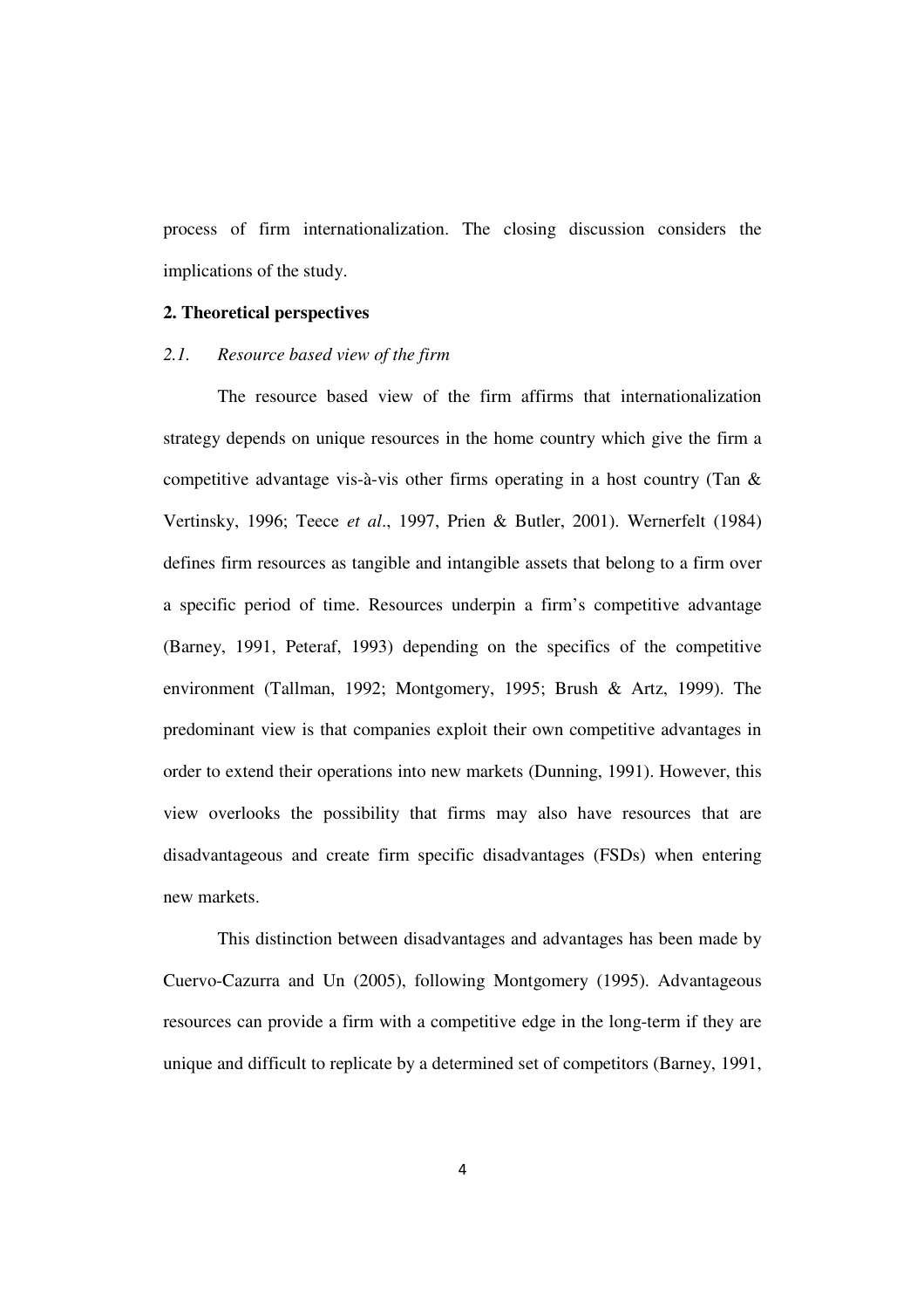process of firm internationalization. The closing discussion considers the implications of the study.

## 2. Theoretical perspectives

### *2.1. Resource based view of the firm*

The resource based view of the firm affirms that internationalization strategy depends on unique resources in the home country which give the firm a competitive advantage vis-à-vis other firms operating in a host country (Tan & Vertinsky, 1996; Teece *et al*., 1997, Prien & Butler, 2001). Wernerfelt (1984) defines firm resources as tangible and intangible assets that belong to a firm over a specific period of time. Resources underpin a firm's competitive advantage (Barney, 1991, Peteraf, 1993) depending on the specifics of the competitive environment (Tallman, 1992; Montgomery, 1995; Brush & Artz, 1999). The predominant view is that companies exploit their own competitive advantages in order to extend their operations into new markets (Dunning, 1991). However, this view overlooks the possibility that firms may also have resources that are disadvantageous and create firm specific disadvantages (FSDs) when entering new markets.

This distinction between disadvantages and advantages has been made by Cuervo-Cazurra and Un (2005), following Montgomery (1995). Advantageous resources can provide a firm with a competitive edge in the long-term if they are unique and difficult to replicate by a determined set of competitors (Barney, 1991,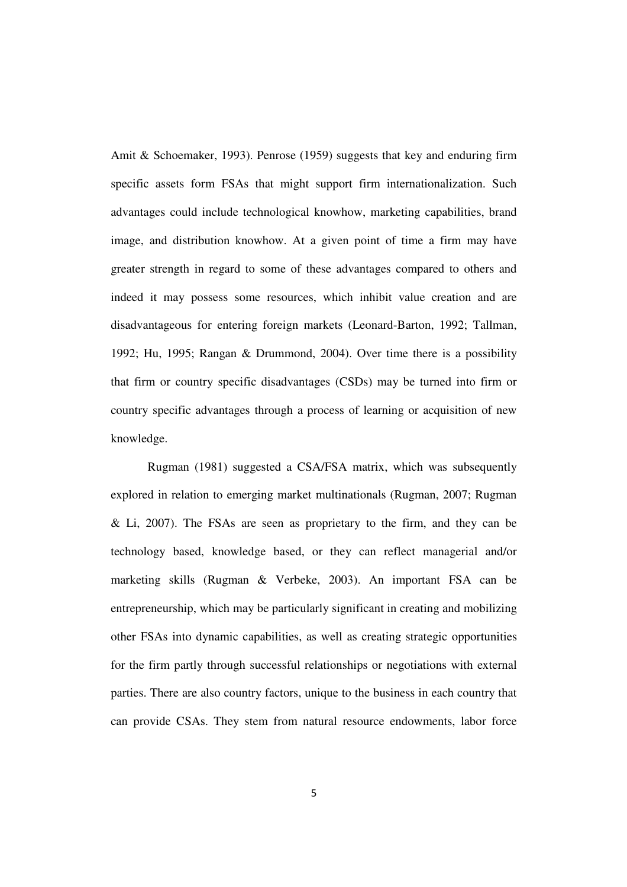Amit & Schoemaker, 1993). Penrose (1959) suggests that key and enduring firm specific assets form FSAs that might support firm internationalization. Such advantages could include technological knowhow, marketing capabilities, brand image, and distribution knowhow. At a given point of time a firm may have greater strength in regard to some of these advantages compared to others and indeed it may possess some resources, which inhibit value creation and are disadvantageous for entering foreign markets (Leonard-Barton, 1992; Tallman, 1992; Hu, 1995; Rangan & Drummond, 2004). Over time there is a possibility that firm or country specific disadvantages (CSDs) may be turned into firm or country specific advantages through a process of learning or acquisition of new knowledge.

Rugman (1981) suggested a CSA/FSA matrix, which was subsequently explored in relation to emerging market multinationals (Rugman, 2007; Rugman & Li, 2007). The FSAs are seen as proprietary to the firm, and they can be technology based, knowledge based, or they can reflect managerial and/or marketing skills (Rugman & Verbeke, 2003). An important FSA can be entrepreneurship, which may be particularly significant in creating and mobilizing other FSAs into dynamic capabilities, as well as creating strategic opportunities for the firm partly through successful relationships or negotiations with external parties. There are also country factors, unique to the business in each country that can provide CSAs. They stem from natural resource endowments, labor force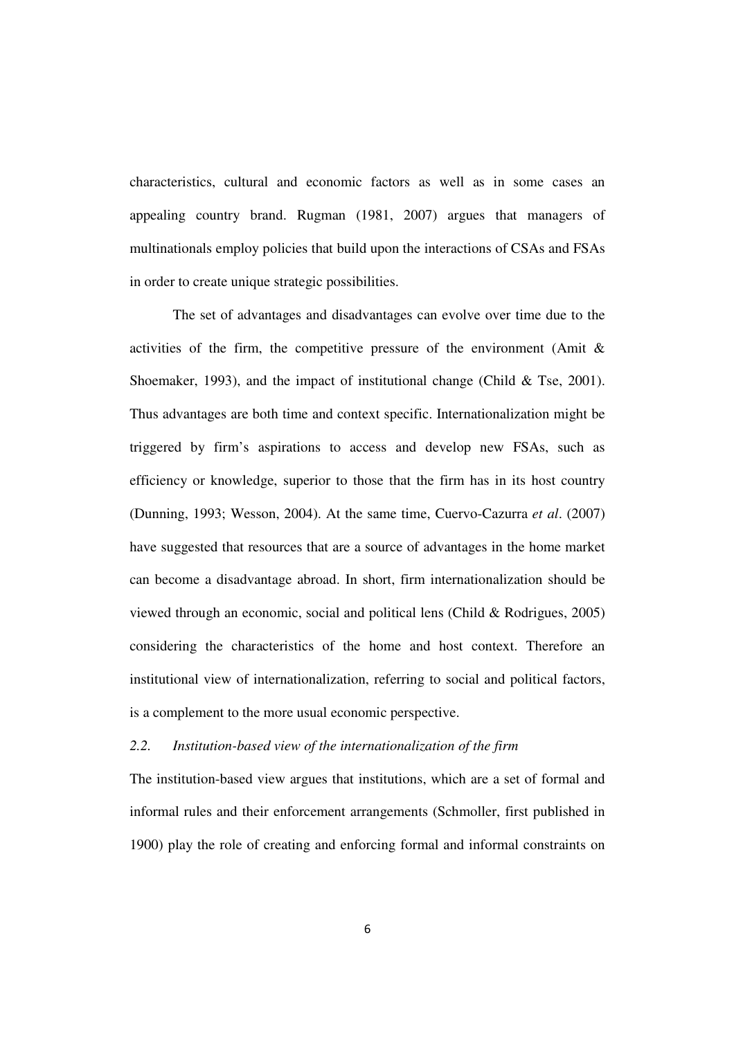characteristics, cultural and economic factors as well as in some cases an appealing country brand. Rugman (1981, 2007) argues that managers of multinationals employ policies that build upon the interactions of CSAs and FSAs in order to create unique strategic possibilities.

The set of advantages and disadvantages can evolve over time due to the activities of the firm, the competitive pressure of the environment (Amit & Shoemaker, 1993), and the impact of institutional change (Child & Tse, 2001). Thus advantages are both time and context specific. Internationalization might be triggered by firm's aspirations to access and develop new FSAs, such as efficiency or knowledge, superior to those that the firm has in its host country (Dunning, 1993; Wesson, 2004). At the same time, Cuervo-Cazurra *et al*. (2007) have suggested that resources that are a source of advantages in the home market can become a disadvantage abroad. In short, firm internationalization should be viewed through an economic, social and political lens (Child & Rodrigues, 2005) considering the characteristics of the home and host context. Therefore an institutional view of internationalization, referring to social and political factors, is a complement to the more usual economic perspective.

### *2.2. Institution-based view of the internationalization of the firm*

The institution-based view argues that institutions, which are a set of formal and informal rules and their enforcement arrangements (Schmoller, first published in 1900) play the role of creating and enforcing formal and informal constraints on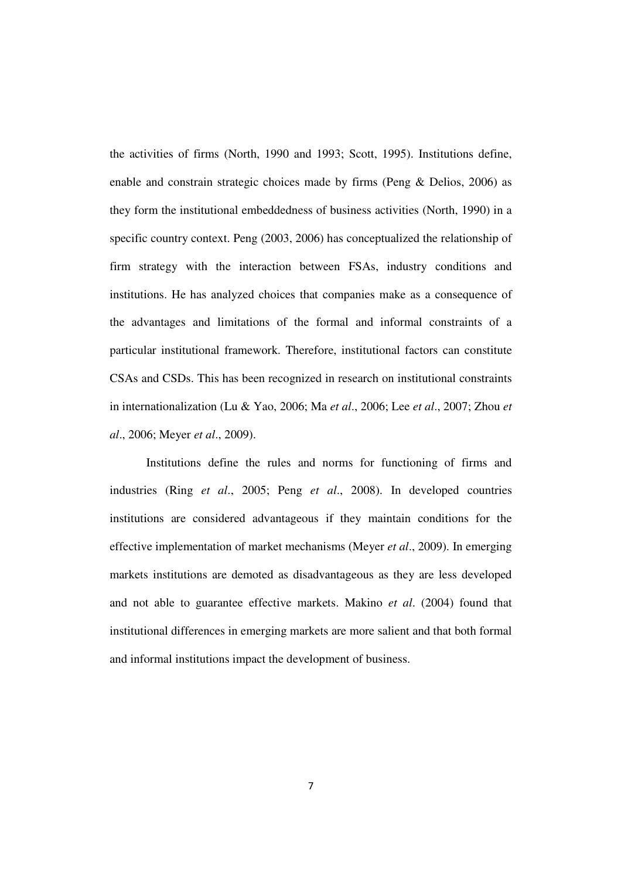the activities of firms (North, 1990 and 1993; Scott, 1995). Institutions define, enable and constrain strategic choices made by firms (Peng & Delios, 2006) as they form the institutional embeddedness of business activities (North, 1990) in a specific country context. Peng (2003, 2006) has conceptualized the relationship of firm strategy with the interaction between FSAs, industry conditions and institutions. He has analyzed choices that companies make as a consequence of the advantages and limitations of the formal and informal constraints of a particular institutional framework. Therefore, institutional factors can constitute CSAs and CSDs. This has been recognized in research on institutional constraints in internationalization (Lu & Yao, 2006; Ma *et al*., 2006; Lee *et al*., 2007; Zhou *et al*., 2006; Meyer *et al*., 2009).

Institutions define the rules and norms for functioning of firms and industries (Ring *et al*., 2005; Peng *et al*., 2008). In developed countries institutions are considered advantageous if they maintain conditions for the effective implementation of market mechanisms (Meyer *et al*., 2009). In emerging markets institutions are demoted as disadvantageous as they are less developed and not able to guarantee effective markets. Makino *et al*. (2004) found that institutional differences in emerging markets are more salient and that both formal and informal institutions impact the development of business.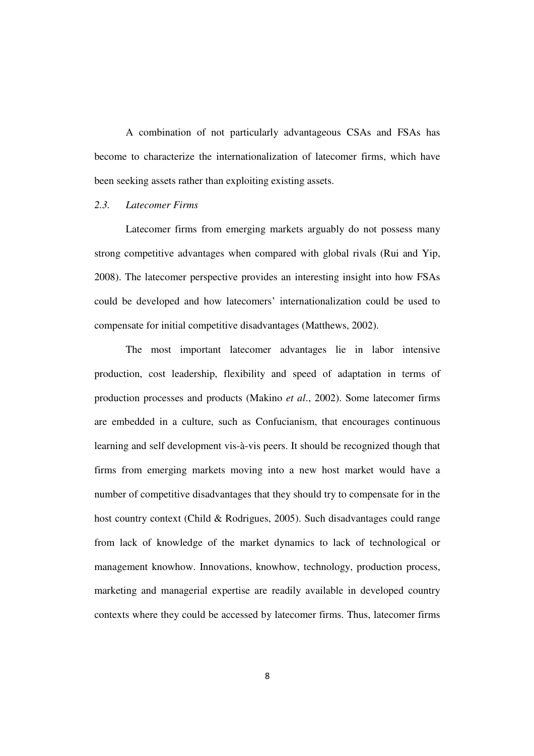A combination of not particularly advantageous CSAs and FSAs has become to characterize the internationalization of latecomer firms, which have been seeking assets rather than exploiting existing assets.

### *2.3. Latecomer Firms*

Latecomer firms from emerging markets arguably do not possess many strong competitive advantages when compared with global rivals (Rui and Yip, 2008). The latecomer perspective provides an interesting insight into how FSAs could be developed and how latecomers' internationalization could be used to compensate for initial competitive disadvantages (Matthews, 2002).

The most important latecomer advantages lie in labor intensive production, cost leadership, flexibility and speed of adaptation in terms of production processes and products (Makino *et al*., 2002). Some latecomer firms are embedded in a culture, such as Confucianism, that encourages continuous learning and self development vis-à-vis peers. It should be recognized though that firms from emerging markets moving into a new host market would have a number of competitive disadvantages that they should try to compensate for in the host country context (Child & Rodrigues, 2005). Such disadvantages could range from lack of knowledge of the market dynamics to lack of technological or management knowhow. Innovations, knowhow, technology, production process, marketing and managerial expertise are readily available in developed country contexts where they could be accessed by latecomer firms. Thus, latecomer firms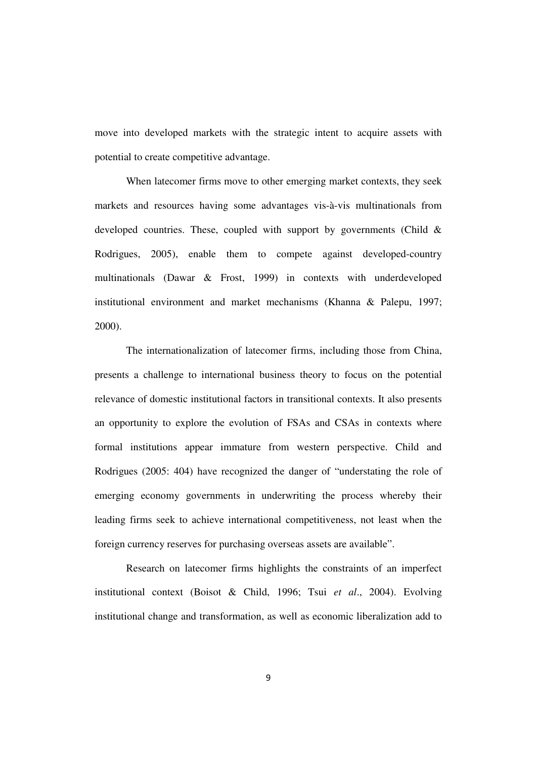move into developed markets with the strategic intent to acquire assets with potential to create competitive advantage.

When latecomer firms move to other emerging market contexts, they seek markets and resources having some advantages vis-à-vis multinationals from developed countries. These, coupled with support by governments (Child & Rodrigues, 2005), enable them to compete against developed-country multinationals (Dawar & Frost, 1999) in contexts with underdeveloped institutional environment and market mechanisms (Khanna & Palepu, 1997; 2000).

The internationalization of latecomer firms, including those from China, presents a challenge to international business theory to focus on the potential relevance of domestic institutional factors in transitional contexts. It also presents an opportunity to explore the evolution of FSAs and CSAs in contexts where formal institutions appear immature from western perspective. Child and Rodrigues (2005: 404) have recognized the danger of "understating the role of emerging economy governments in underwriting the process whereby their leading firms seek to achieve international competitiveness, not least when the foreign currency reserves for purchasing overseas assets are available".

Research on latecomer firms highlights the constraints of an imperfect institutional context (Boisot & Child, 1996; Tsui *et al*., 2004). Evolving institutional change and transformation, as well as economic liberalization add to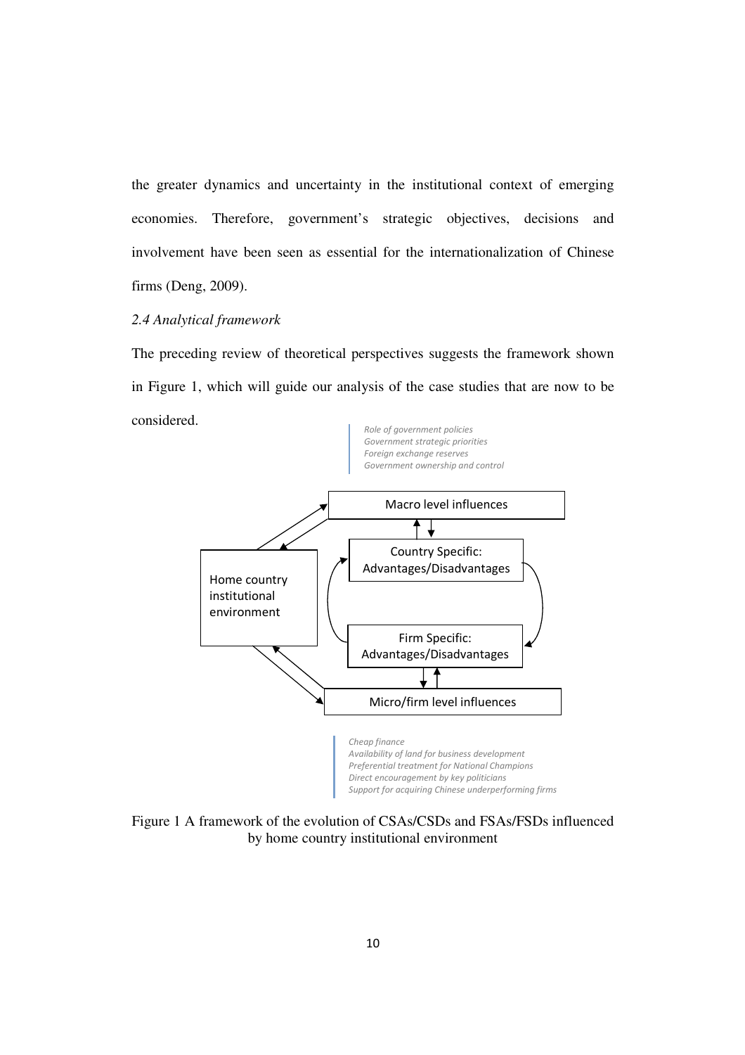the greater dynamics and uncertainty in the institutional context of emerging economies. Therefore, government's strategic objectives, decisions and involvement have been seen as essential for the internationalization of Chinese firms (Deng, 2009).

*2.4 Analytical framework*

The preceding review of theoretical perspectives suggests the framework shown in Figure 1, which will guide our analysis of the case studies that are now to be considered.

*Role of government policies*
*Government strategic priorities*
*Foreign exchange reserves*
*Government ownership and control*

Macro level influences

Country Specific: Advantages/Disadvantages

Home country institutional environment

Firm Specific: Advantages/Disadvantages

Micro/firm level influences

*Cheap finance*
*Availability of land for business development*
*Preferential treatment for National Champions*
*Direct encouragement by key politicians*
*Support for acquiring Chinese underperforming firms*

Figure 1 A framework of the evolution of CSAs/CSDs and FSAs/FSDs influenced by home country institutional environment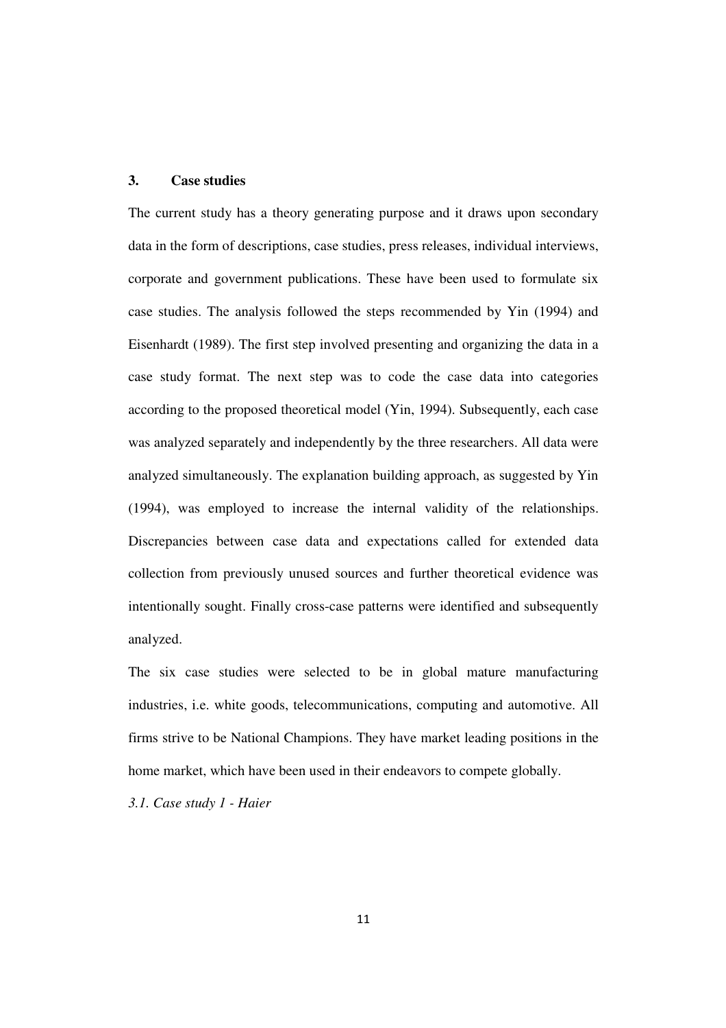## 3. Case studies

The current study has a theory generating purpose and it draws upon secondary data in the form of descriptions, case studies, press releases, individual interviews, corporate and government publications. These have been used to formulate six case studies. The analysis followed the steps recommended by Yin (1994) and Eisenhardt (1989). The first step involved presenting and organizing the data in a case study format. The next step was to code the case data into categories according to the proposed theoretical model (Yin, 1994). Subsequently, each case was analyzed separately and independently by the three researchers. All data were analyzed simultaneously. The explanation building approach, as suggested by Yin (1994), was employed to increase the internal validity of the relationships. Discrepancies between case data and expectations called for extended data collection from previously unused sources and further theoretical evidence was intentionally sought. Finally cross-case patterns were identified and subsequently analyzed.

The six case studies were selected to be in global mature manufacturing industries, i.e. white goods, telecommunications, computing and automotive. All firms strive to be National Champions. They have market leading positions in the home market, which have been used in their endeavors to compete globally.

### *3.1. Case study 1 - Haier*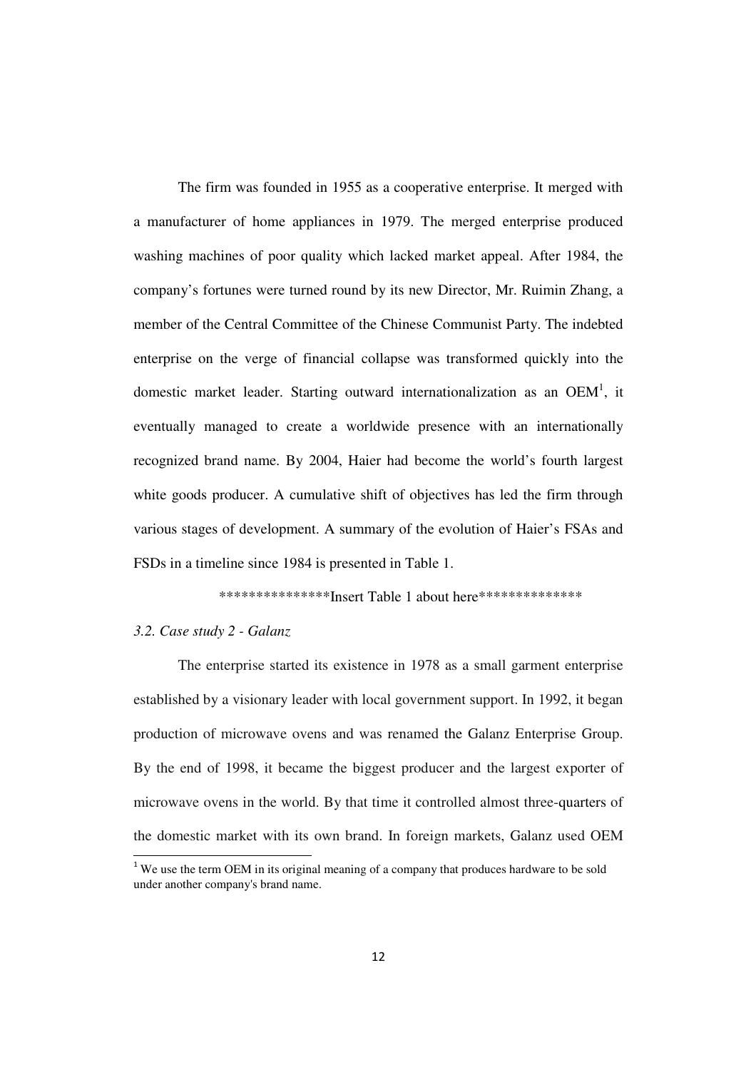The firm was founded in 1955 as a cooperative enterprise. It merged with a manufacturer of home appliances in 1979. The merged enterprise produced washing machines of poor quality which lacked market appeal. After 1984, the company's fortunes were turned round by its new Director, Mr. Ruimin Zhang, a member of the Central Committee of the Chinese Communist Party. The indebted enterprise on the verge of financial collapse was transformed quickly into the domestic market leader. Starting outward internationalization as an OEM[1], it eventually managed to create a worldwide presence with an internationally recognized brand name. By 2004, Haier had become the world's fourth largest white goods producer. A cumulative shift of objectives has led the firm through various stages of development. A summary of the evolution of Haier's FSAs and FSDs in a timeline since 1984 is presented in Table 1.

***************Insert Table 1 about here**************

*3.2. Case study 2 - Galanz*

The enterprise started its existence in 1978 as a small garment enterprise established by a visionary leader with local government support. In 1992, it began production of microwave ovens and was renamed the Galanz Enterprise Group. By the end of 1998, it became the biggest producer and the largest exporter of microwave ovens in the world. By that time it controlled almost three-quarters of the domestic market with its own brand. In foreign markets, Galanz used OEM

[1] We use the term OEM in its original meaning of a company that produces hardware to be sold under another company's brand name.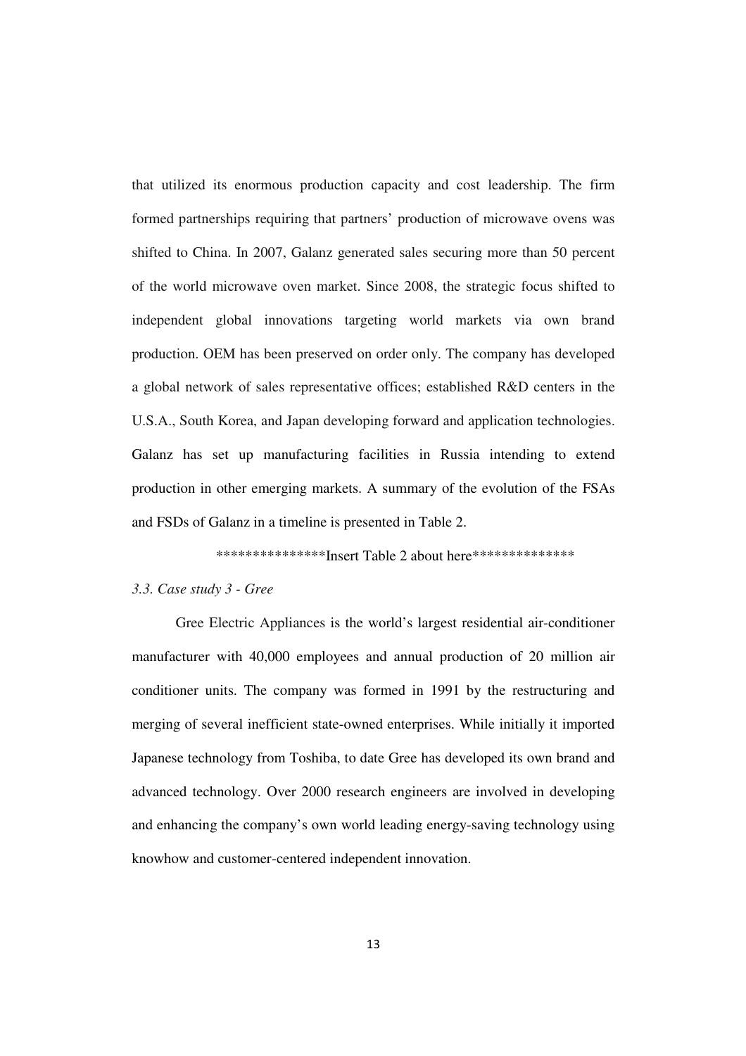that utilized its enormous production capacity and cost leadership. The firm formed partnerships requiring that partners' production of microwave ovens was shifted to China. In 2007, Galanz generated sales securing more than 50 percent of the world microwave oven market. Since 2008, the strategic focus shifted to independent global innovations targeting world markets via own brand production. OEM has been preserved on order only. The company has developed a global network of sales representative offices; established R&D centers in the U.S.A., South Korea, and Japan developing forward and application technologies. Galanz has set up manufacturing facilities in Russia intending to extend production in other emerging markets. A summary of the evolution of the FSAs and FSDs of Galanz in a timeline is presented in Table 2.

***************Insert Table 2 about here**************

### *3.3. Case study 3 - Gree*

Gree Electric Appliances is the world's largest residential air-conditioner manufacturer with 40,000 employees and annual production of 20 million air conditioner units. The company was formed in 1991 by the restructuring and merging of several inefficient state-owned enterprises. While initially it imported Japanese technology from Toshiba, to date Gree has developed its own brand and advanced technology. Over 2000 research engineers are involved in developing and enhancing the company's own world leading energy-saving technology using knowhow and customer-centered independent innovation.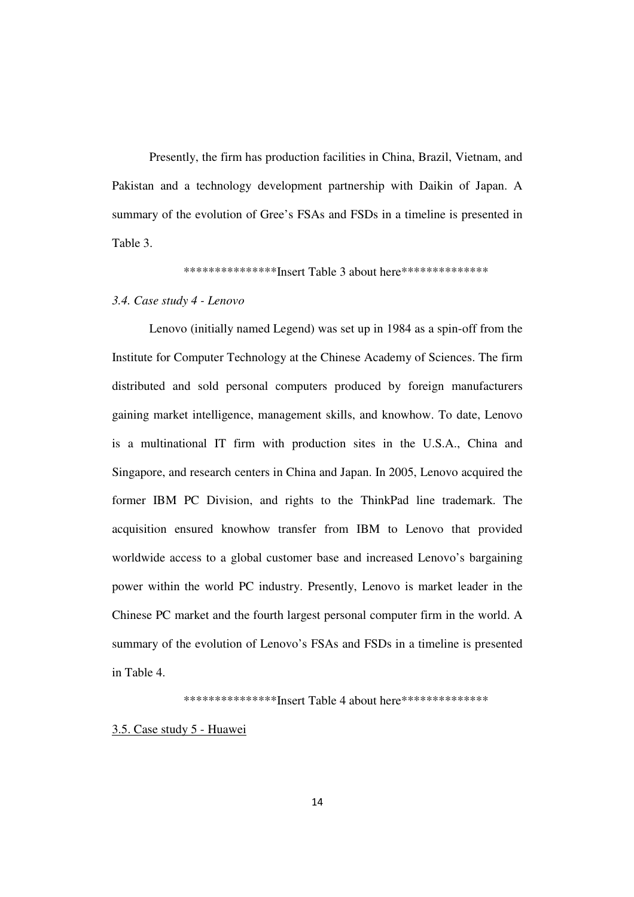Presently, the firm has production facilities in China, Brazil, Vietnam, and Pakistan and a technology development partnership with Daikin of Japan. A summary of the evolution of Gree's FSAs and FSDs in a timeline is presented in Table 3.

***************Insert Table 3 about here**************

### *3.4. Case study 4 - Lenovo*

Lenovo (initially named Legend) was set up in 1984 as a spin-off from the Institute for Computer Technology at the Chinese Academy of Sciences. The firm distributed and sold personal computers produced by foreign manufacturers gaining market intelligence, management skills, and knowhow. To date, Lenovo is a multinational IT firm with production sites in the U.S.A., China and Singapore, and research centers in China and Japan. In 2005, Lenovo acquired the former IBM PC Division, and rights to the ThinkPad line trademark. The acquisition ensured knowhow transfer from IBM to Lenovo that provided worldwide access to a global customer base and increased Lenovo's bargaining power within the world PC industry. Presently, Lenovo is market leader in the Chinese PC market and the fourth largest personal computer firm in the world. A summary of the evolution of Lenovo's FSAs and FSDs in a timeline is presented in Table 4.

***************Insert Table 4 about here**************

### 3.5. Case study 5 - Huawei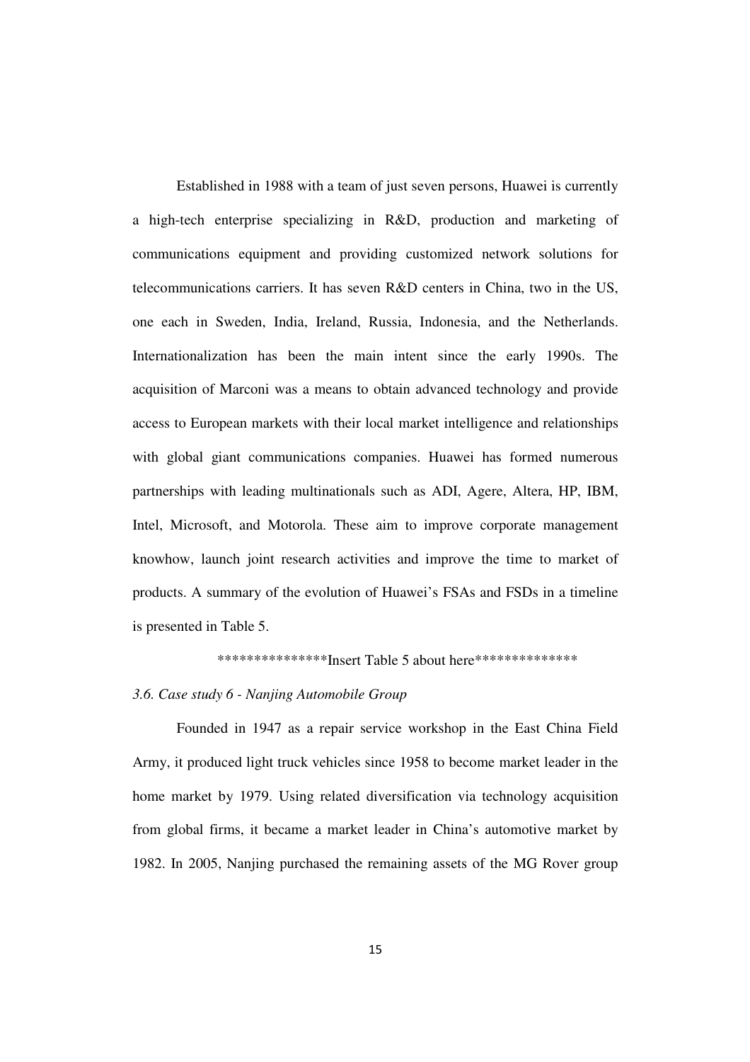Established in 1988 with a team of just seven persons, Huawei is currently a high-tech enterprise specializing in R&D, production and marketing of communications equipment and providing customized network solutions for telecommunications carriers. It has seven R&D centers in China, two in the US, one each in Sweden, India, Ireland, Russia, Indonesia, and the Netherlands. Internationalization has been the main intent since the early 1990s. The acquisition of Marconi was a means to obtain advanced technology and provide access to European markets with their local market intelligence and relationships with global giant communications companies. Huawei has formed numerous partnerships with leading multinationals such as ADI, Agere, Altera, HP, IBM, Intel, Microsoft, and Motorola. These aim to improve corporate management knowhow, launch joint research activities and improve the time to market of products. A summary of the evolution of Huawei's FSAs and FSDs in a timeline is presented in Table 5.

***************Insert Table 5 about here**************

### *3.6. Case study 6 - Nanjing Automobile Group*

Founded in 1947 as a repair service workshop in the East China Field Army, it produced light truck vehicles since 1958 to become market leader in the home market by 1979. Using related diversification via technology acquisition from global firms, it became a market leader in China's automotive market by 1982. In 2005, Nanjing purchased the remaining assets of the MG Rover group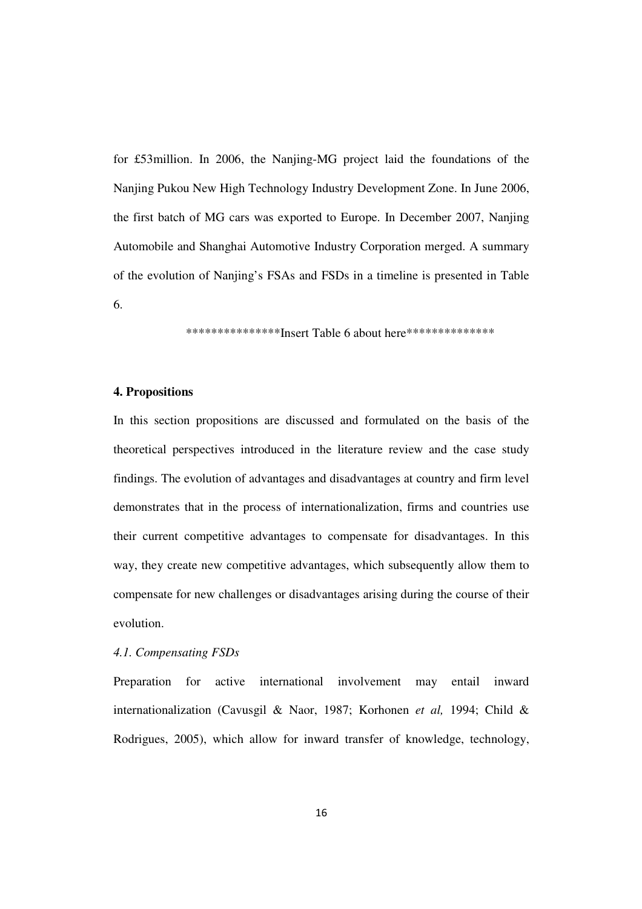for £53million. In 2006, the Nanjing-MG project laid the foundations of the Nanjing Pukou New High Technology Industry Development Zone. In June 2006, the first batch of MG cars was exported to Europe. In December 2007, Nanjing Automobile and Shanghai Automotive Industry Corporation merged. A summary of the evolution of Nanjing's FSAs and FSDs in a timeline is presented in Table 6.

***************Insert Table 6 about here**************

**4. Propositions**

In this section propositions are discussed and formulated on the basis of the theoretical perspectives introduced in the literature review and the case study findings. The evolution of advantages and disadvantages at country and firm level demonstrates that in the process of internationalization, firms and countries use their current competitive advantages to compensate for disadvantages. In this way, they create new competitive advantages, which subsequently allow them to compensate for new challenges or disadvantages arising during the course of their evolution.

*4.1. Compensating FSDs*

Preparation for active international involvement may entail inward internationalization (Cavusgil & Naor, 1987; Korhonen *et al,* 1994; Child & Rodrigues, 2005), which allow for inward transfer of knowledge, technology,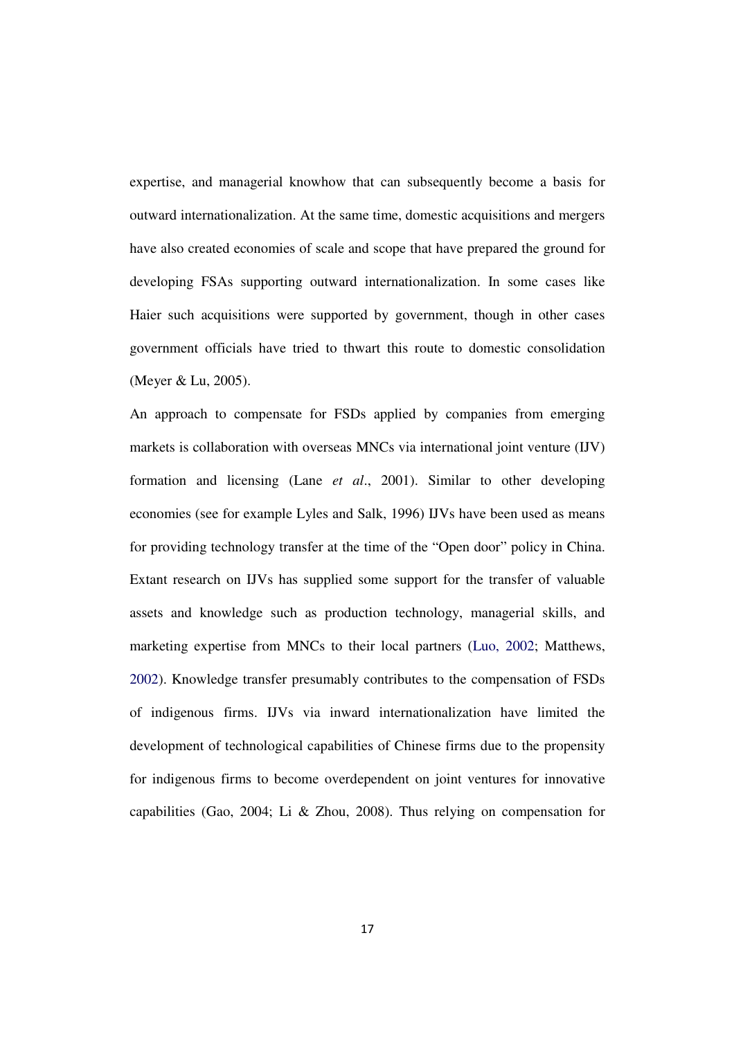expertise, and managerial knowhow that can subsequently become a basis for outward internationalization. At the same time, domestic acquisitions and mergers have also created economies of scale and scope that have prepared the ground for developing FSAs supporting outward internationalization. In some cases like Haier such acquisitions were supported by government, though in other cases government officials have tried to thwart this route to domestic consolidation (Meyer & Lu, 2005).

An approach to compensate for FSDs applied by companies from emerging markets is collaboration with overseas MNCs via international joint venture (IJV) formation and licensing (Lane *et al*., 2001). Similar to other developing economies (see for example Lyles and Salk, 1996) IJVs have been used as means for providing technology transfer at the time of the "Open door" policy in China. Extant research on IJVs has supplied some support for the transfer of valuable assets and knowledge such as production technology, managerial skills, and marketing expertise from MNCs to their local partners (Luo, 2002; Matthews, 2002). Knowledge transfer presumably contributes to the compensation of FSDs of indigenous firms. IJVs via inward internationalization have limited the development of technological capabilities of Chinese firms due to the propensity for indigenous firms to become overdependent on joint ventures for innovative capabilities (Gao, 2004; Li & Zhou, 2008). Thus relying on compensation for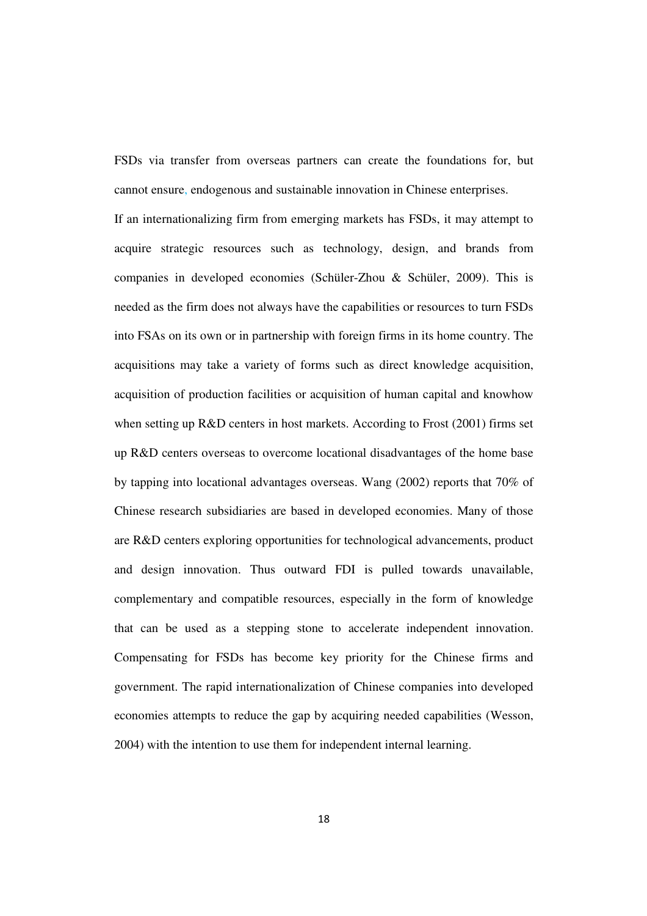FSDs via transfer from overseas partners can create the foundations for, but cannot ensure, endogenous and sustainable innovation in Chinese enterprises.

If an internationalizing firm from emerging markets has FSDs, it may attempt to acquire strategic resources such as technology, design, and brands from companies in developed economies (Schüler-Zhou & Schüler, 2009). This is needed as the firm does not always have the capabilities or resources to turn FSDs into FSAs on its own or in partnership with foreign firms in its home country. The acquisitions may take a variety of forms such as direct knowledge acquisition, acquisition of production facilities or acquisition of human capital and knowhow when setting up R&D centers in host markets. According to Frost (2001) firms set up R&D centers overseas to overcome locational disadvantages of the home base by tapping into locational advantages overseas. Wang (2002) reports that 70% of Chinese research subsidiaries are based in developed economies. Many of those are R&D centers exploring opportunities for technological advancements, product and design innovation. Thus outward FDI is pulled towards unavailable, complementary and compatible resources, especially in the form of knowledge that can be used as a stepping stone to accelerate independent innovation. Compensating for FSDs has become key priority for the Chinese firms and government. The rapid internationalization of Chinese companies into developed economies attempts to reduce the gap by acquiring needed capabilities (Wesson, 2004) with the intention to use them for independent internal learning.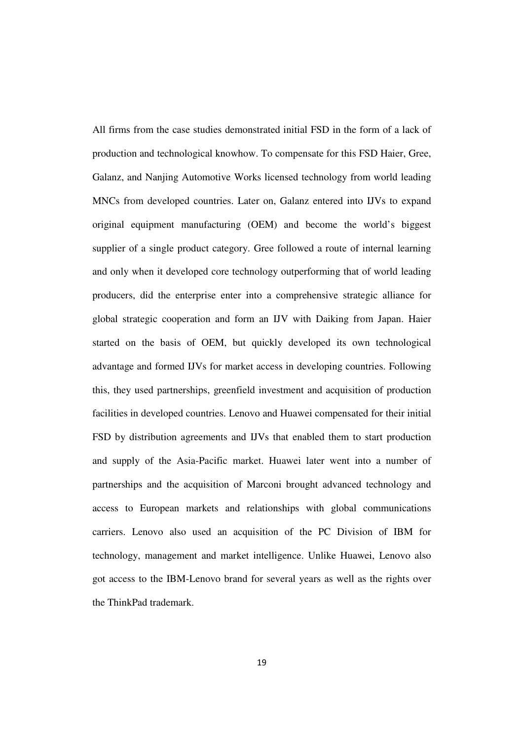All firms from the case studies demonstrated initial FSD in the form of a lack of production and technological knowhow. To compensate for this FSD Haier, Gree, Galanz, and Nanjing Automotive Works licensed technology from world leading MNCs from developed countries. Later on, Galanz entered into IJVs to expand original equipment manufacturing (OEM) and become the world's biggest supplier of a single product category. Gree followed a route of internal learning and only when it developed core technology outperforming that of world leading producers, did the enterprise enter into a comprehensive strategic alliance for global strategic cooperation and form an IJV with Daiking from Japan. Haier started on the basis of OEM, but quickly developed its own technological advantage and formed IJVs for market access in developing countries. Following this, they used partnerships, greenfield investment and acquisition of production facilities in developed countries. Lenovo and Huawei compensated for their initial FSD by distribution agreements and IJVs that enabled them to start production and supply of the Asia-Pacific market. Huawei later went into a number of partnerships and the acquisition of Marconi brought advanced technology and access to European markets and relationships with global communications carriers. Lenovo also used an acquisition of the PC Division of IBM for technology, management and market intelligence. Unlike Huawei, Lenovo also got access to the IBM-Lenovo brand for several years as well as the rights over the ThinkPad trademark.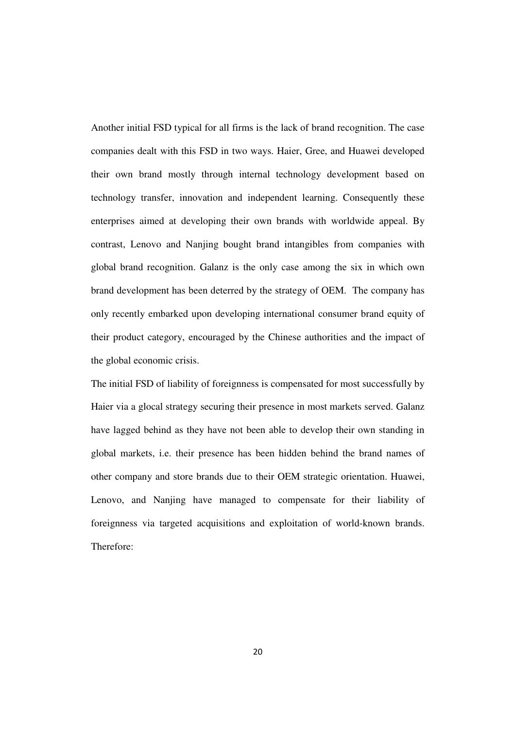Another initial FSD typical for all firms is the lack of brand recognition. The case companies dealt with this FSD in two ways. Haier, Gree, and Huawei developed their own brand mostly through internal technology development based on technology transfer, innovation and independent learning. Consequently these enterprises aimed at developing their own brands with worldwide appeal. By contrast, Lenovo and Nanjing bought brand intangibles from companies with global brand recognition. Galanz is the only case among the six in which own brand development has been deterred by the strategy of OEM. The company has only recently embarked upon developing international consumer brand equity of their product category, encouraged by the Chinese authorities and the impact of the global economic crisis.

The initial FSD of liability of foreignness is compensated for most successfully by Haier via a glocal strategy securing their presence in most markets served. Galanz have lagged behind as they have not been able to develop their own standing in global markets, i.e. their presence has been hidden behind the brand names of other company and store brands due to their OEM strategic orientation. Huawei, Lenovo, and Nanjing have managed to compensate for their liability of foreignness via targeted acquisitions and exploitation of world-known brands. Therefore: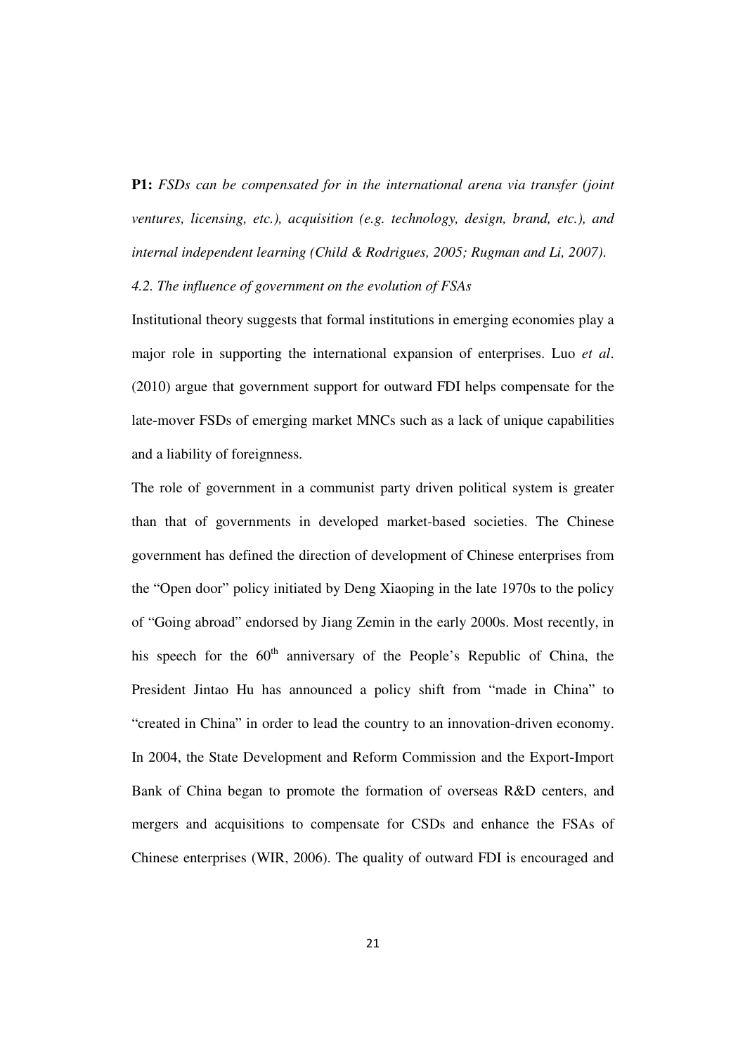**P1:** *FSDs can be compensated for in the international arena via transfer (joint ventures, licensing, etc.), acquisition (e.g. technology, design, brand, etc.), and internal independent learning (Child & Rodrigues, 2005; Rugman and Li, 2007).*

### *4.2. The influence of government on the evolution of FSAs*

Institutional theory suggests that formal institutions in emerging economies play a major role in supporting the international expansion of enterprises. Luo *et al*. (2010) argue that government support for outward FDI helps compensate for the late-mover FSDs of emerging market MNCs such as a lack of unique capabilities and a liability of foreignness.

The role of government in a communist party driven political system is greater than that of governments in developed market-based societies. The Chinese government has defined the direction of development of Chinese enterprises from the "Open door" policy initiated by Deng Xiaoping in the late 1970s to the policy of "Going abroad" endorsed by Jiang Zemin in the early 2000s. Most recently, in his speech for the 60th anniversary of the People's Republic of China, the President Jintao Hu has announced a policy shift from "made in China" to "created in China" in order to lead the country to an innovation-driven economy. In 2004, the State Development and Reform Commission and the Export-Import Bank of China began to promote the formation of overseas R&D centers, and mergers and acquisitions to compensate for CSDs and enhance the FSAs of Chinese enterprises (WIR, 2006). The quality of outward FDI is encouraged and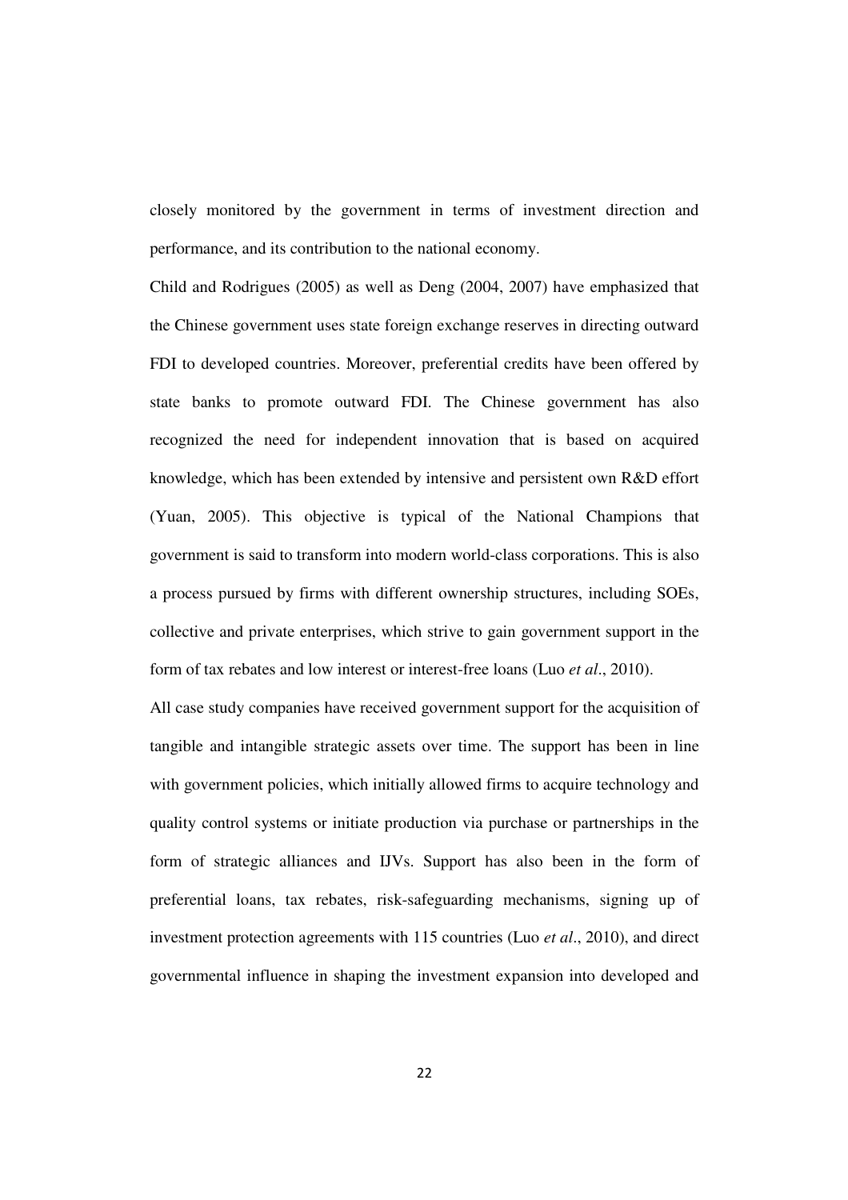closely monitored by the government in terms of investment direction and performance, and its contribution to the national economy.

Child and Rodrigues (2005) as well as Deng (2004, 2007) have emphasized that the Chinese government uses state foreign exchange reserves in directing outward FDI to developed countries. Moreover, preferential credits have been offered by state banks to promote outward FDI. The Chinese government has also recognized the need for independent innovation that is based on acquired knowledge, which has been extended by intensive and persistent own R&D effort (Yuan, 2005). This objective is typical of the National Champions that government is said to transform into modern world-class corporations. This is also a process pursued by firms with different ownership structures, including SOEs, collective and private enterprises, which strive to gain government support in the form of tax rebates and low interest or interest-free loans (Luo *et al*., 2010).

All case study companies have received government support for the acquisition of tangible and intangible strategic assets over time. The support has been in line with government policies, which initially allowed firms to acquire technology and quality control systems or initiate production via purchase or partnerships in the form of strategic alliances and IJVs. Support has also been in the form of preferential loans, tax rebates, risk-safeguarding mechanisms, signing up of investment protection agreements with 115 countries (Luo *et al*., 2010), and direct governmental influence in shaping the investment expansion into developed and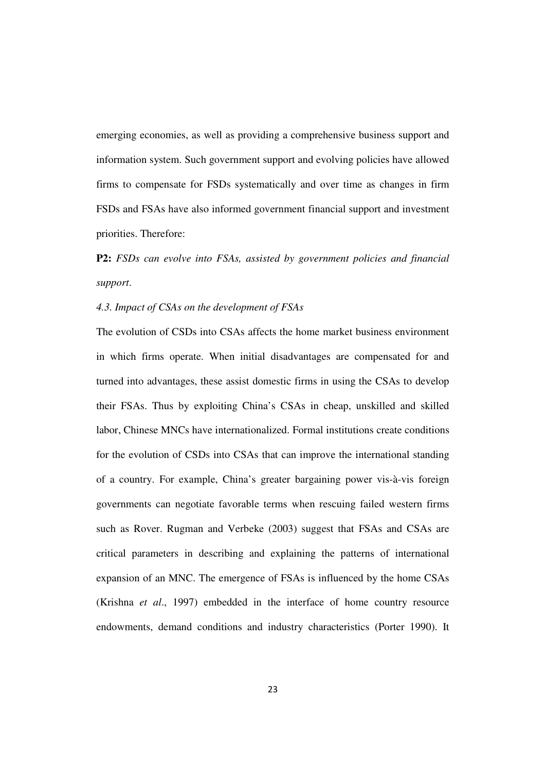emerging economies, as well as providing a comprehensive business support and information system. Such government support and evolving policies have allowed firms to compensate for FSDs systematically and over time as changes in firm FSDs and FSAs have also informed government financial support and investment priorities. Therefore:

**P2:** *FSDs can evolve into FSAs, assisted by government policies and financial support*.

*4.3. Impact of CSAs on the development of FSAs*

The evolution of CSDs into CSAs affects the home market business environment in which firms operate. When initial disadvantages are compensated for and turned into advantages, these assist domestic firms in using the CSAs to develop their FSAs. Thus by exploiting China's CSAs in cheap, unskilled and skilled labor, Chinese MNCs have internationalized. Formal institutions create conditions for the evolution of CSDs into CSAs that can improve the international standing of a country. For example, China's greater bargaining power vis-à-vis foreign governments can negotiate favorable terms when rescuing failed western firms such as Rover. Rugman and Verbeke (2003) suggest that FSAs and CSAs are critical parameters in describing and explaining the patterns of international expansion of an MNC. The emergence of FSAs is influenced by the home CSAs (Krishna *et al*., 1997) embedded in the interface of home country resource endowments, demand conditions and industry characteristics (Porter 1990). It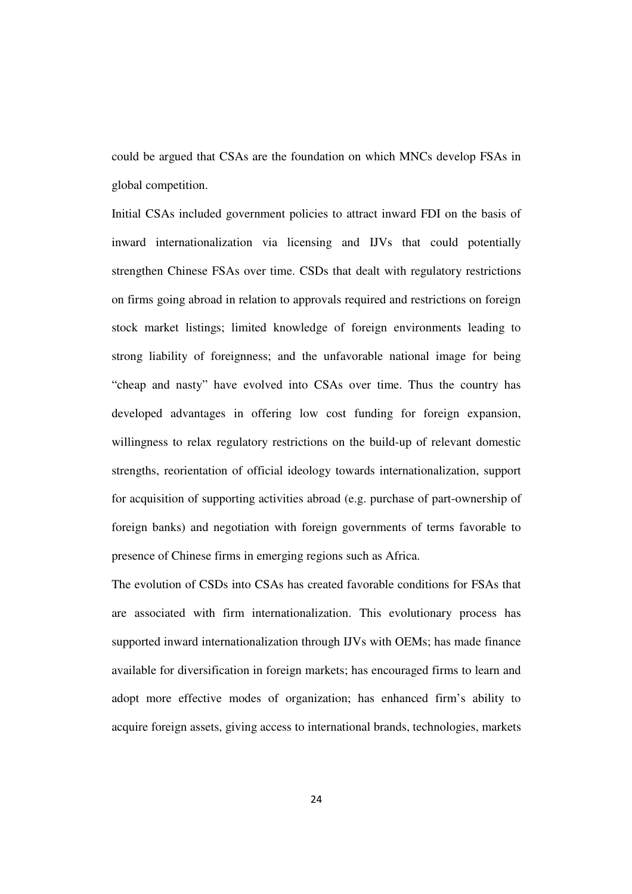could be argued that CSAs are the foundation on which MNCs develop FSAs in global competition.

Initial CSAs included government policies to attract inward FDI on the basis of inward internationalization via licensing and IJVs that could potentially strengthen Chinese FSAs over time. CSDs that dealt with regulatory restrictions on firms going abroad in relation to approvals required and restrictions on foreign stock market listings; limited knowledge of foreign environments leading to strong liability of foreignness; and the unfavorable national image for being "cheap and nasty" have evolved into CSAs over time. Thus the country has developed advantages in offering low cost funding for foreign expansion, willingness to relax regulatory restrictions on the build-up of relevant domestic strengths, reorientation of official ideology towards internationalization, support for acquisition of supporting activities abroad (e.g. purchase of part-ownership of foreign banks) and negotiation with foreign governments of terms favorable to presence of Chinese firms in emerging regions such as Africa.

The evolution of CSDs into CSAs has created favorable conditions for FSAs that are associated with firm internationalization. This evolutionary process has supported inward internationalization through IJVs with OEMs; has made finance available for diversification in foreign markets; has encouraged firms to learn and adopt more effective modes of organization; has enhanced firm's ability to acquire foreign assets, giving access to international brands, technologies, markets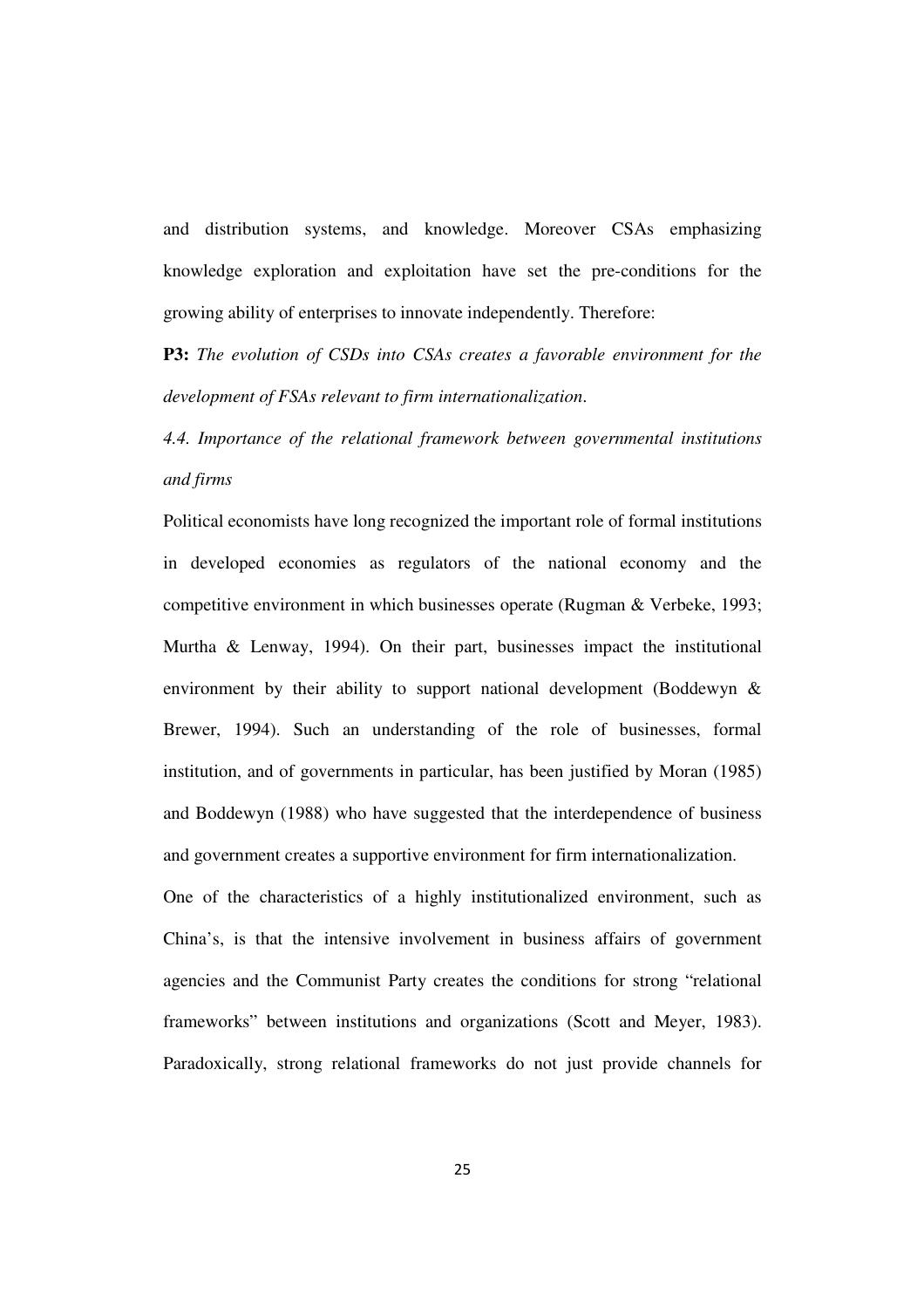and distribution systems, and knowledge. Moreover CSAs emphasizing knowledge exploration and exploitation have set the pre-conditions for the growing ability of enterprises to innovate independently. Therefore:

**P3:** *The evolution of CSDs into CSAs creates a favorable environment for the development of FSAs relevant to firm internationalization.*

*4.4. Importance of the relational framework between governmental institutions and firms*

Political economists have long recognized the important role of formal institutions in developed economies as regulators of the national economy and the competitive environment in which businesses operate (Rugman & Verbeke, 1993; Murtha & Lenway, 1994). On their part, businesses impact the institutional environment by their ability to support national development (Boddewyn & Brewer, 1994). Such an understanding of the role of businesses, formal institution, and of governments in particular, has been justified by Moran (1985) and Boddewyn (1988) who have suggested that the interdependence of business and government creates a supportive environment for firm internationalization.

One of the characteristics of a highly institutionalized environment, such as China's, is that the intensive involvement in business affairs of government agencies and the Communist Party creates the conditions for strong "relational frameworks" between institutions and organizations (Scott and Meyer, 1983). Paradoxically, strong relational frameworks do not just provide channels for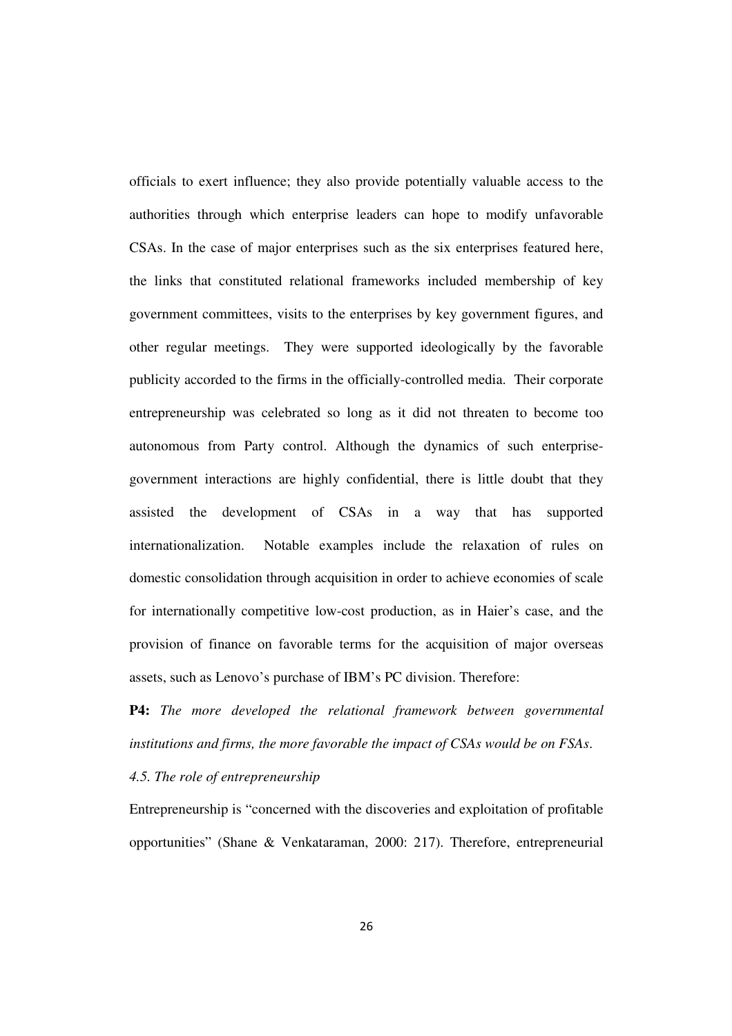officials to exert influence; they also provide potentially valuable access to the authorities through which enterprise leaders can hope to modify unfavorable CSAs. In the case of major enterprises such as the six enterprises featured here, the links that constituted relational frameworks included membership of key government committees, visits to the enterprises by key government figures, and other regular meetings. They were supported ideologically by the favorable publicity accorded to the firms in the officially-controlled media. Their corporate entrepreneurship was celebrated so long as it did not threaten to become too autonomous from Party control. Although the dynamics of such enterprise-government interactions are highly confidential, there is little doubt that they assisted the development of CSAs in a way that has supported internationalization. Notable examples include the relaxation of rules on domestic consolidation through acquisition in order to achieve economies of scale for internationally competitive low-cost production, as in Haier's case, and the provision of finance on favorable terms for the acquisition of major overseas assets, such as Lenovo's purchase of IBM's PC division. Therefore:

**P4:** *The more developed the relational framework between governmental institutions and firms, the more favorable the impact of CSAs would be on FSAs.*

*4.5. The role of entrepreneurship*

Entrepreneurship is "concerned with the discoveries and exploitation of profitable opportunities" (Shane & Venkataraman, 2000: 217). Therefore, entrepreneurial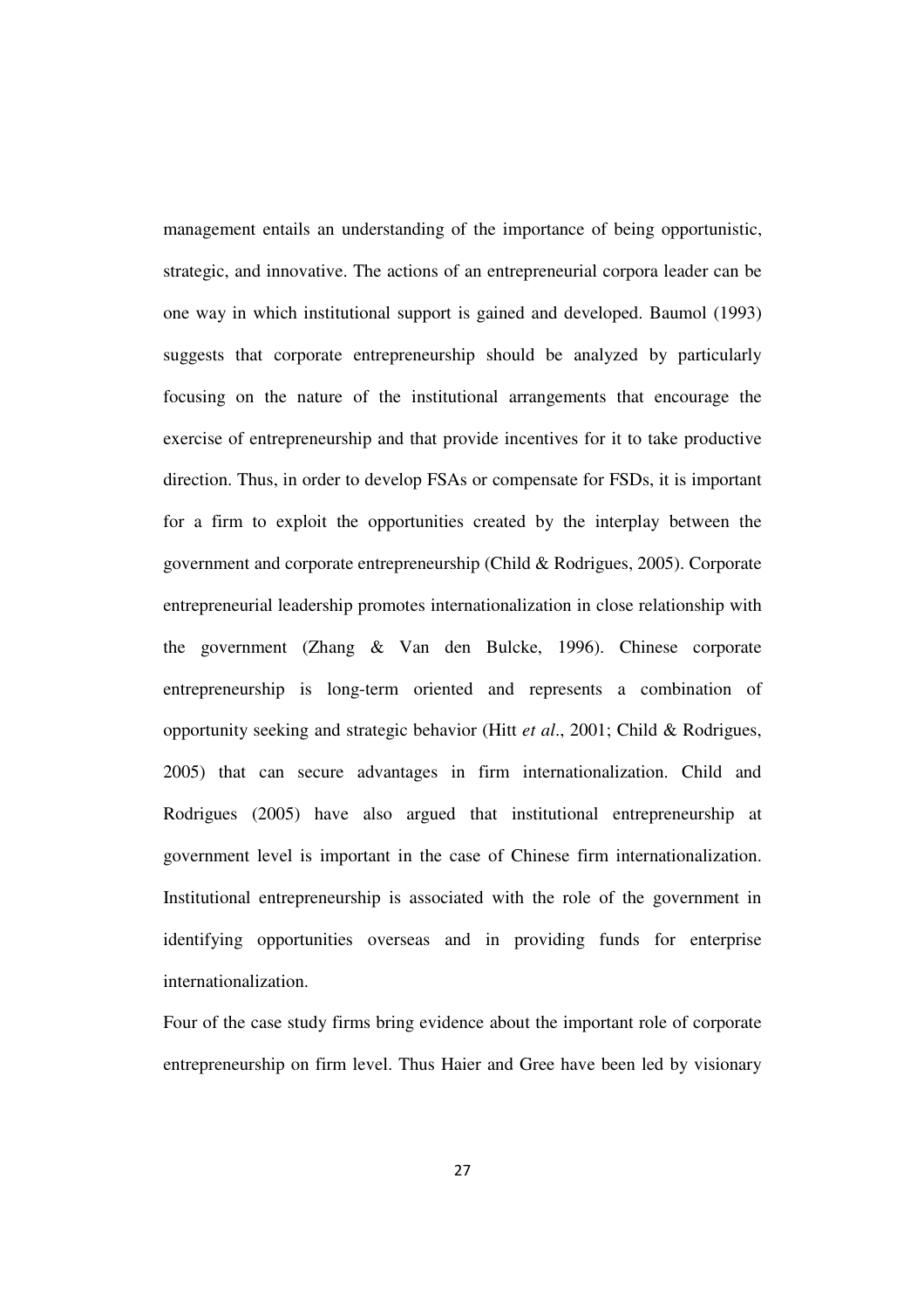management entails an understanding of the importance of being opportunistic, strategic, and innovative. The actions of an entrepreneurial corpora leader can be one way in which institutional support is gained and developed. Baumol (1993) suggests that corporate entrepreneurship should be analyzed by particularly focusing on the nature of the institutional arrangements that encourage the exercise of entrepreneurship and that provide incentives for it to take productive direction. Thus, in order to develop FSAs or compensate for FSDs, it is important for a firm to exploit the opportunities created by the interplay between the government and corporate entrepreneurship (Child & Rodrigues, 2005). Corporate entrepreneurial leadership promotes internationalization in close relationship with the government (Zhang & Van den Bulcke, 1996). Chinese corporate entrepreneurship is long-term oriented and represents a combination of opportunity seeking and strategic behavior (Hitt *et al*., 2001; Child & Rodrigues, 2005) that can secure advantages in firm internationalization. Child and Rodrigues (2005) have also argued that institutional entrepreneurship at government level is important in the case of Chinese firm internationalization. Institutional entrepreneurship is associated with the role of the government in identifying opportunities overseas and in providing funds for enterprise internationalization.

Four of the case study firms bring evidence about the important role of corporate entrepreneurship on firm level. Thus Haier and Gree have been led by visionary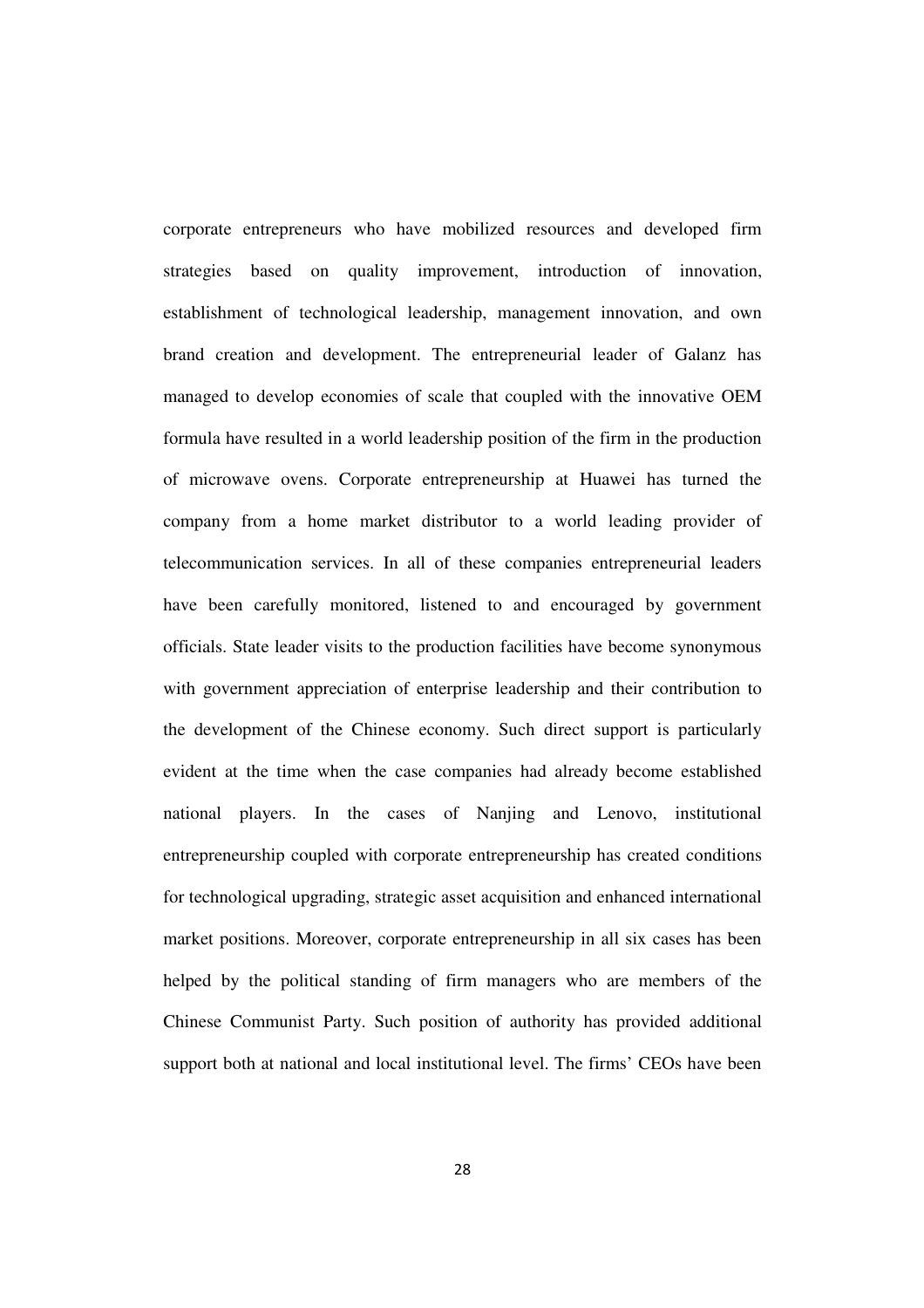corporate entrepreneurs who have mobilized resources and developed firm strategies based on quality improvement, introduction of innovation, establishment of technological leadership, management innovation, and own brand creation and development. The entrepreneurial leader of Galanz has managed to develop economies of scale that coupled with the innovative OEM formula have resulted in a world leadership position of the firm in the production of microwave ovens. Corporate entrepreneurship at Huawei has turned the company from a home market distributor to a world leading provider of telecommunication services. In all of these companies entrepreneurial leaders have been carefully monitored, listened to and encouraged by government officials. State leader visits to the production facilities have become synonymous with government appreciation of enterprise leadership and their contribution to the development of the Chinese economy. Such direct support is particularly evident at the time when the case companies had already become established national players. In the cases of Nanjing and Lenovo, institutional entrepreneurship coupled with corporate entrepreneurship has created conditions for technological upgrading, strategic asset acquisition and enhanced international market positions. Moreover, corporate entrepreneurship in all six cases has been helped by the political standing of firm managers who are members of the Chinese Communist Party. Such position of authority has provided additional support both at national and local institutional level. The firms' CEOs have been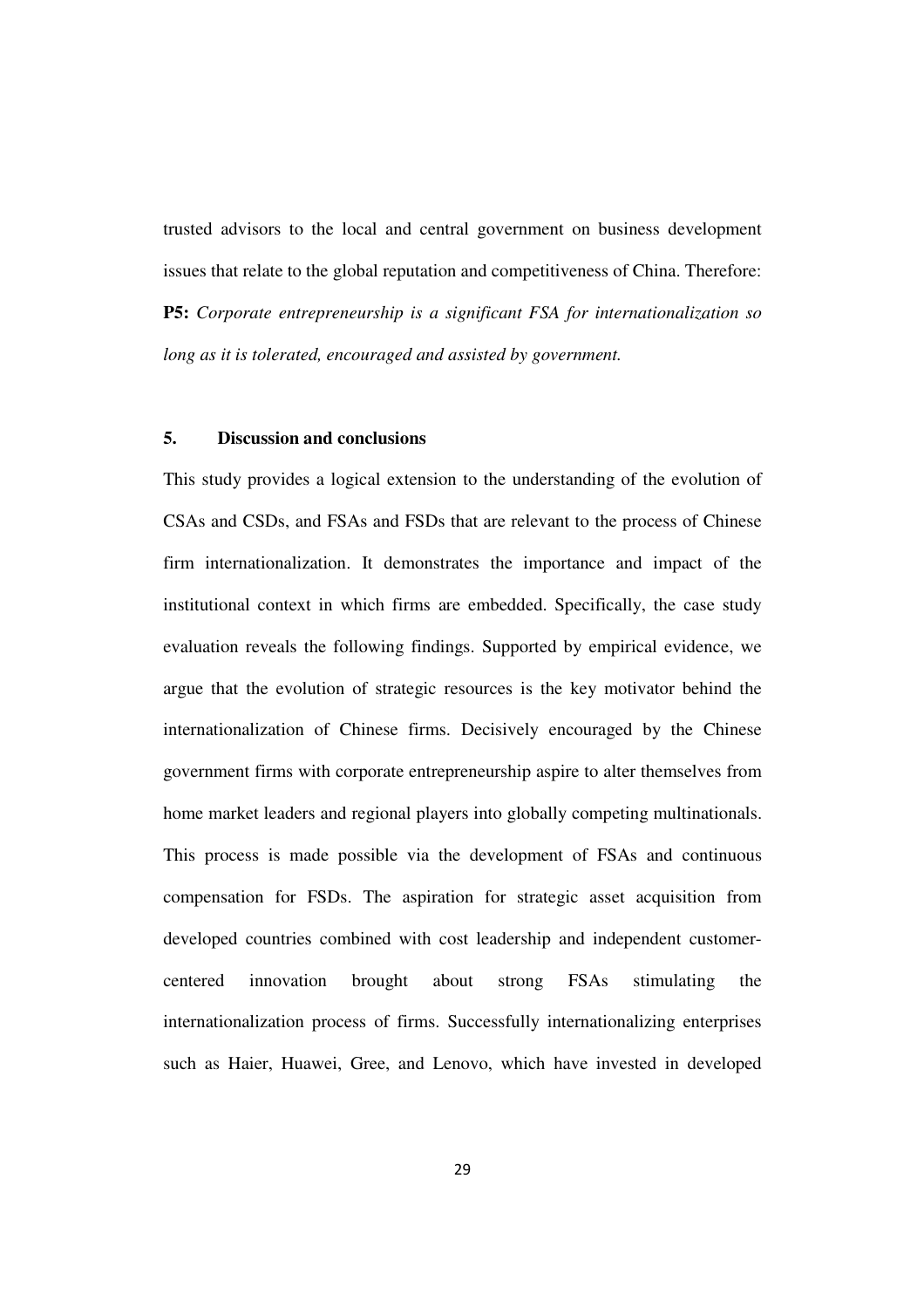trusted advisors to the local and central government on business development issues that relate to the global reputation and competitiveness of China. Therefore:

**P5:** *Corporate entrepreneurship is a significant FSA for internationalization so long as it is tolerated, encouraged and assisted by government.*

## 5. Discussion and conclusions

This study provides a logical extension to the understanding of the evolution of CSAs and CSDs, and FSAs and FSDs that are relevant to the process of Chinese firm internationalization. It demonstrates the importance and impact of the institutional context in which firms are embedded. Specifically, the case study evaluation reveals the following findings. Supported by empirical evidence, we argue that the evolution of strategic resources is the key motivator behind the internationalization of Chinese firms. Decisively encouraged by the Chinese government firms with corporate entrepreneurship aspire to alter themselves from home market leaders and regional players into globally competing multinationals. This process is made possible via the development of FSAs and continuous compensation for FSDs. The aspiration for strategic asset acquisition from developed countries combined with cost leadership and independent customer-centered innovation brought about strong FSAs stimulating the internationalization process of firms. Successfully internationalizing enterprises such as Haier, Huawei, Gree, and Lenovo, which have invested in developed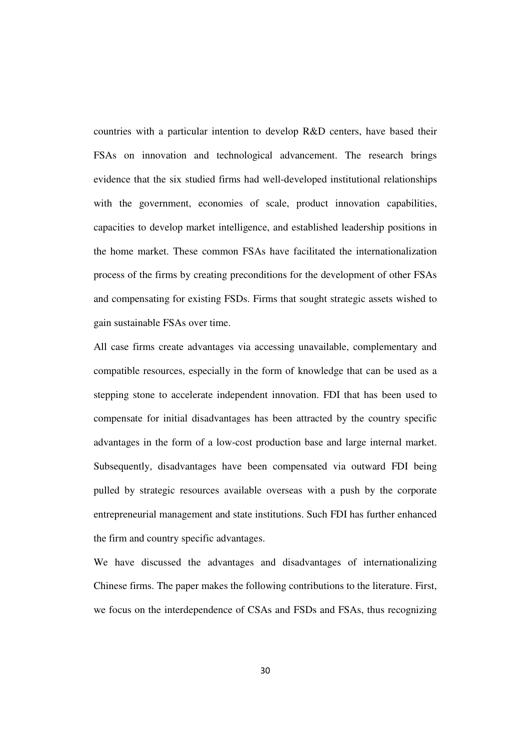countries with a particular intention to develop R&D centers, have based their FSAs on innovation and technological advancement. The research brings evidence that the six studied firms had well-developed institutional relationships with the government, economies of scale, product innovation capabilities, capacities to develop market intelligence, and established leadership positions in the home market. These common FSAs have facilitated the internationalization process of the firms by creating preconditions for the development of other FSAs and compensating for existing FSDs. Firms that sought strategic assets wished to gain sustainable FSAs over time.

All case firms create advantages via accessing unavailable, complementary and compatible resources, especially in the form of knowledge that can be used as a stepping stone to accelerate independent innovation. FDI that has been used to compensate for initial disadvantages has been attracted by the country specific advantages in the form of a low-cost production base and large internal market. Subsequently, disadvantages have been compensated via outward FDI being pulled by strategic resources available overseas with a push by the corporate entrepreneurial management and state institutions. Such FDI has further enhanced the firm and country specific advantages.

We have discussed the advantages and disadvantages of internationalizing Chinese firms. The paper makes the following contributions to the literature. First, we focus on the interdependence of CSAs and FSDs and FSAs, thus recognizing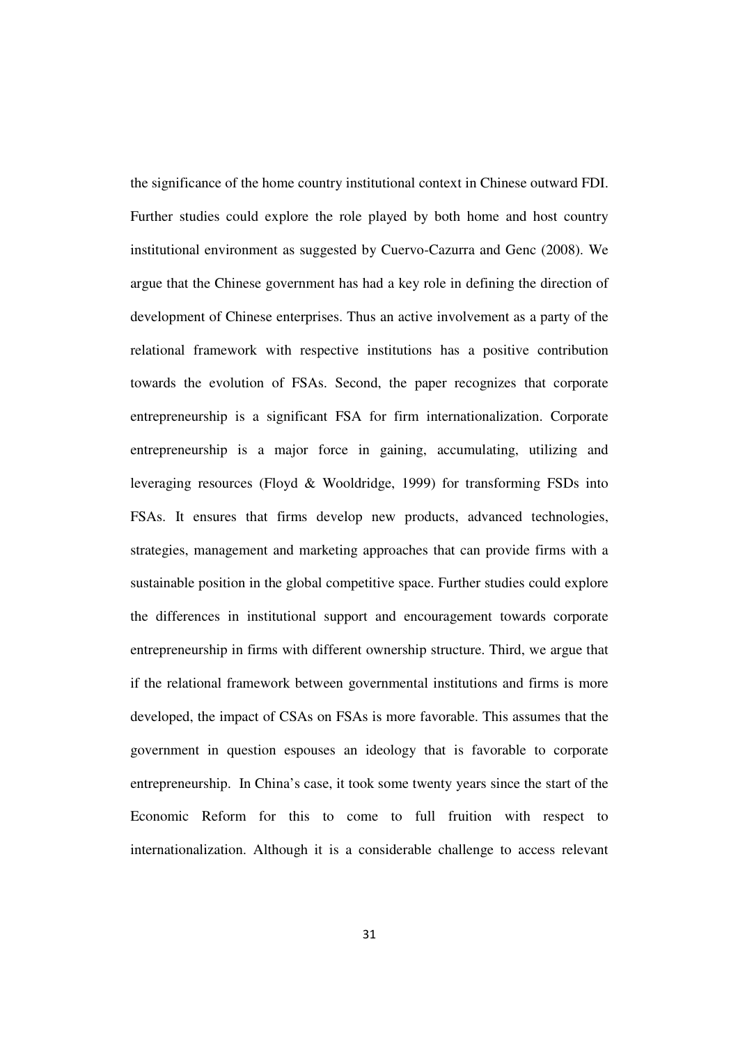the significance of the home country institutional context in Chinese outward FDI. Further studies could explore the role played by both home and host country institutional environment as suggested by Cuervo-Cazurra and Genc (2008). We argue that the Chinese government has had a key role in defining the direction of development of Chinese enterprises. Thus an active involvement as a party of the relational framework with respective institutions has a positive contribution towards the evolution of FSAs. Second, the paper recognizes that corporate entrepreneurship is a significant FSA for firm internationalization. Corporate entrepreneurship is a major force in gaining, accumulating, utilizing and leveraging resources (Floyd & Wooldridge, 1999) for transforming FSDs into FSAs. It ensures that firms develop new products, advanced technologies, strategies, management and marketing approaches that can provide firms with a sustainable position in the global competitive space. Further studies could explore the differences in institutional support and encouragement towards corporate entrepreneurship in firms with different ownership structure. Third, we argue that if the relational framework between governmental institutions and firms is more developed, the impact of CSAs on FSAs is more favorable. This assumes that the government in question espouses an ideology that is favorable to corporate entrepreneurship. In China's case, it took some twenty years since the start of the Economic Reform for this to come to full fruition with respect to internationalization. Although it is a considerable challenge to access relevant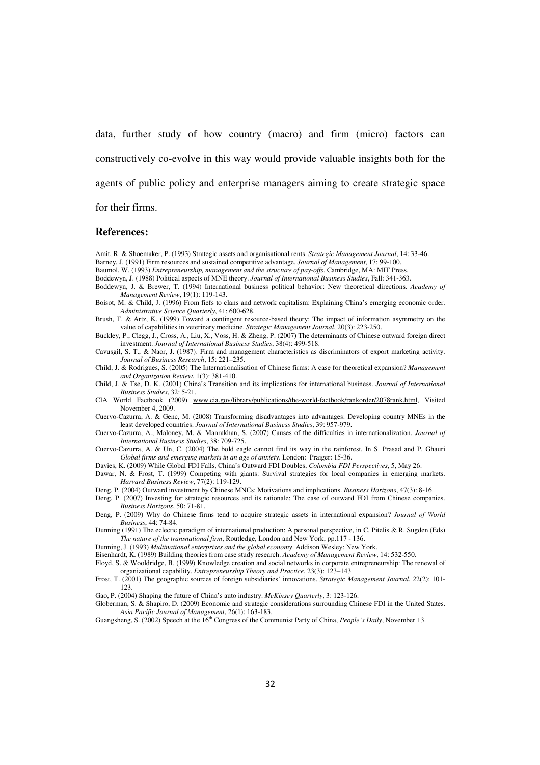data, further study of how country (macro) and firm (micro) factors can constructively co-evolve in this way would provide valuable insights both for the agents of public policy and enterprise managers aiming to create strategic space for their firms.

## References:

Amit, R. & Shoemaker, P. (1993) Strategic assets and organisational rents. *Strategic Management Journal*, 14: 33-46.

Barney, J. (1991) Firm resources and sustained competitive advantage. *Journal of Management*, 17: 99-100.

Baumol, W. (1993) *Entrepreneurship, management and the structure of pay-offs*. Cambridge, MA: MIT Press.

Boddewyn, J. (1988) Political aspects of MNE theory. *Journal of International Business Studies*, Fall: 341-363.

Boddewyn, J. & Brewer, T. (1994) International business political behavior: New theoretical directions. *Academy of Management Review*, 19(1): 119-143.

Boisot, M. & Child, J. (1996) From fiefs to clans and network capitalism: Explaining China's emerging economic order. *Administrative Science Quarterly*, 41: 600-628.

Brush, T. & Artz, K. (1999) Toward a contingent resource-based theory: The impact of information asymmetry on the value of capabilities in veterinary medicine. *Strategic Management Journal*, 20(3): 223-250.

Buckley, P., Clegg, J., Cross, A., Liu, X., Voss, H. & Zheng, P. (2007) The determinants of Chinese outward foreign direct investment. *Journal of International Business Studies*, 38(4): 499-518.

Cavusgil, S. T., & Naor, J. (1987). Firm and management characteristics as discriminators of export marketing activity. *Journal of Business Research*, 15: 221–235.

Child, J. & Rodrigues, S. (2005) The Internationalisation of Chinese firms: A case for theoretical expansion? *Management and Organization Review*, 1(3): 381-410.

Child, J. & Tse, D. K. (2001) China's Transition and its implications for international business. *Journal of International Business Studies*, 32: 5-21.

CIA World Factbook (2009) www.cia.gov/library/publications/the-world-factbook/rankorder/2078rank.html, Visited November 4, 2009.

Cuervo-Cazurra, A. & Genc, M. (2008) Transforming disadvantages into advantages: Developing country MNEs in the least developed countries. *Journal of International Business Studies*, 39: 957-979.

Cuervo-Cazurra, A., Maloney, M. & Manrakhan, S. (2007) Causes of the difficulties in internationalization. *Journal of International Business Studies*, 38: 709-725.

Cuervo-Cazurra, A. & Un, C. (2004) The bold eagle cannot find its way in the rainforest. In S. Prasad and P. Ghauri *Global firms and emerging markets in an age of anxiety*. London: Praiger: 15-36.

Davies, K. (2009) While Global FDI Falls, China's Outward FDI Doubles, *Colombia FDI Perspectives*, 5, May 26.

Dawar, N. & Frost, T. (1999) Competing with giants: Survival strategies for local companies in emerging markets. *Harvard Business Review*, 77(2): 119-129.

Deng, P. (2004) Outward investment by Chinese MNCs: Motivations and implications. *Business Horizons*, 47(3): 8-16.

Deng, P. (2007) Investing for strategic resources and its rationale: The case of outward FDI from Chinese companies. *Business Horizons*, 50: 71-81.

Deng, P. (2009) Why do Chinese firms tend to acquire strategic assets in international expansion? *Journal of World Business*, 44: 74-84.

Dunning (1991) The eclectic paradigm of international production: A personal perspective, in C. Pitelis & R. Sugden (Eds) *The nature of the transnational firm*, Routledge, London and New York, pp.117 - 136.

Dunning, J. (1993) *Multinational enterprises and the global economy*. Addison Wesley: New York.

Eisenhardt, K. (1989) Building theories from case study research. *Academy of Management Review*, 14: 532-550.

Floyd, S. & Wooldridge, B. (1999) Knowledge creation and social networks in corporate entrepreneurship: The renewal of organizational capability. *Entrepreneurship Theory and Practice*, 23(3): 123–143

Frost, T. (2001) The geographic sources of foreign subsidiaries' innovations. *Strategic Management Journal*, 22(2): 101-123.

Gao, P. (2004) Shaping the future of China's auto industry. *McKinsey Quarterly*, 3: 123-126.

Globerman, S. & Shapiro, D. (2009) Economic and strategic considerations surrounding Chinese FDI in the United States. *Asia Pacific Journal of Management*, 26(1): 163-183.

Guangsheng, S. (2002) Speech at the 16th Congress of the Communist Party of China, *People's Daily*, November 13.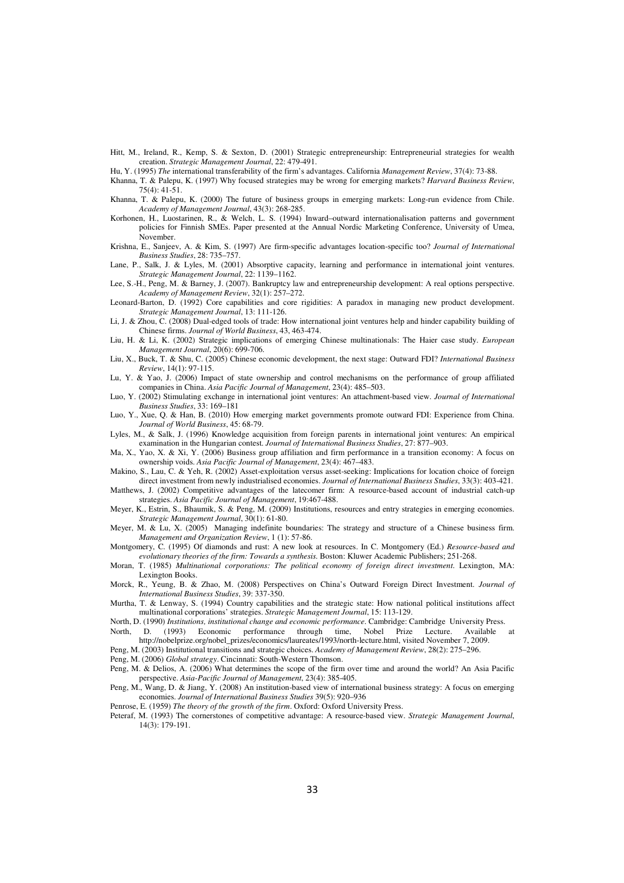Hitt, M., Ireland, R., Kemp, S. & Sexton, D. (2001) Strategic entrepreneurship: Entrepreneurial strategies for wealth creation. *Strategic Management Journal*, 22: 479-491.

Hu, Y. (1995) *The* international transferability of the firm's advantages. California *Management Review*, 37(4): 73-88.

Khanna, T. & Palepu, K. (1997) Why focused strategies may be wrong for emerging markets? *Harvard Business Review*, 75(4): 41-51.

Khanna, T. & Palepu, K. (2000) The future of business groups in emerging markets: Long-run evidence from Chile. *Academy of Management Journal*, 43(3): 268-285.

Korhonen, H., Luostarinen, R., & Welch, L. S. (1994) Inward–outward internationalisation patterns and government policies for Finnish SMEs. Paper presented at the Annual Nordic Marketing Conference, University of Umea, November.

Krishna, E., Sanjeev, A. & Kim, S. (1997) Are firm-specific advantages location-specific too? *Journal of International Business Studies*, 28: 735–757.

Lane, P., Salk, J. & Lyles, M. (2001) Absorptive capacity, learning and performance in international joint ventures. *Strategic Management Journal*, 22: 1139–1162.

Lee, S.-H., Peng, M. & Barney, J. (2007). Bankruptcy law and entrepreneurship development: A real options perspective. *Academy of Management Review*, 32(1): 257–272.

Leonard-Barton, D. (1992) Core capabilities and core rigidities: A paradox in managing new product development. *Strategic Management Journal*, 13: 111-126.

Li, J. & Zhou, C. (2008) Dual-edged tools of trade: How international joint ventures help and hinder capability building of Chinese firms. *Journal of World Business*, 43, 463-474.

Liu, H. & Li, K. (2002) Strategic implications of emerging Chinese multinationals: The Haier case study. *European Management Journal*, 20(6): 699-706.

Liu, X., Buck, T. & Shu, C. (2005) Chinese economic development, the next stage: Outward FDI? *International Business Review*, 14(1): 97-115.

Lu, Y. & Yao, J. (2006) Impact of state ownership and control mechanisms on the performance of group affiliated companies in China. *Asia Pacific Journal of Management*, 23(4): 485–503.

Luo, Y. (2002) Stimulating exchange in international joint ventures: An attachment-based view. *Journal of International Business Studies*, 33: 169–181

Luo, Y., Xue, Q. & Han, B. (2010) How emerging market governments promote outward FDI: Experience from China. *Journal of World Business*, 45: 68-79.

Lyles, M., & Salk, J. (1996) Knowledge acquisition from foreign parents in international joint ventures: An empirical examination in the Hungarian contest. *Journal of International Business Studies*, 27: 877–903.

Ma, X., Yao, X. & Xi, Y. (2006) Business group affiliation and firm performance in a transition economy: A focus on ownership voids. *Asia Pacific Journal of Management*, 23(4): 467–483.

Makino, S., Lau, C. & Yeh, R. (2002) Asset-exploitation versus asset-seeking: Implications for location choice of foreign direct investment from newly industrialised economies. *Journal of International Business Studies*, 33(3): 403-421.

Matthews, J. (2002) Competitive advantages of the latecomer firm: A resource-based account of industrial catch-up strategies. *Asia Pacific Journal of Management*, 19:467-488.

Meyer, K., Estrin, S., Bhaumik, S. & Peng, M. (2009) Institutions, resources and entry strategies in emerging economies. *Strategic Management Journal*, 30(1): 61-80.

Meyer, M. & Lu, X. (2005) Managing indefinite boundaries: The strategy and structure of a Chinese business firm. *Management and Organization Review*, 1 (1): 57-86.

Montgomery, C. (1995) Of diamonds and rust: A new look at resources. In C. Montgomery (Ed.) *Resource-based and evolutionary theories of the firm: Towards a synthesis.* Boston: Kluwer Academic Publishers; 251-268.

Moran, T. (1985) *Multinational corporations: The political economy of foreign direct investment.* Lexington, MA: Lexington Books.

Morck, R., Yeung, B. & Zhao, M. (2008) Perspectives on China's Outward Foreign Direct Investment. *Journal of International Business Studies*, 39: 337-350.

Murtha, T. & Lenway, S. (1994) Country capabilities and the strategic state: How national political institutions affect multinational corporations' strategies. *Strategic Management Journal*, 15: 113-129.

North, D. (1990) *Institutions, institutional change and economic performance*. Cambridge: Cambridge University Press.

North, D. (1993) Economic performance through time, Nobel Prize Lecture. Available at http://nobelprize.org/nobel_prizes/economics/laureates/1993/north-lecture.html, visited November 7, 2009.

Peng, M. (2003) Institutional transitions and strategic choices. *Academy of Management Review*, 28(2): 275–296.

Peng, M. (2006) *Global strategy*. Cincinnati: South-Western Thomson.

Peng, M. & Delios, A. (2006) What determines the scope of the firm over time and around the world? An Asia Pacific perspective. *Asia-Pacific Journal of Management*, 23(4): 385-405.

Peng, M., Wang, D. & Jiang, Y. (2008) An institution-based view of international business strategy: A focus on emerging economies. *Journal of International Business Studies* 39(5): 920–936

Penrose, E. (1959) *The theory of the growth of the firm*. Oxford: Oxford University Press.

Peteraf, M. (1993) The cornerstones of competitive advantage: A resource-based view. *Strategic Management Journal*, 14(3): 179-191.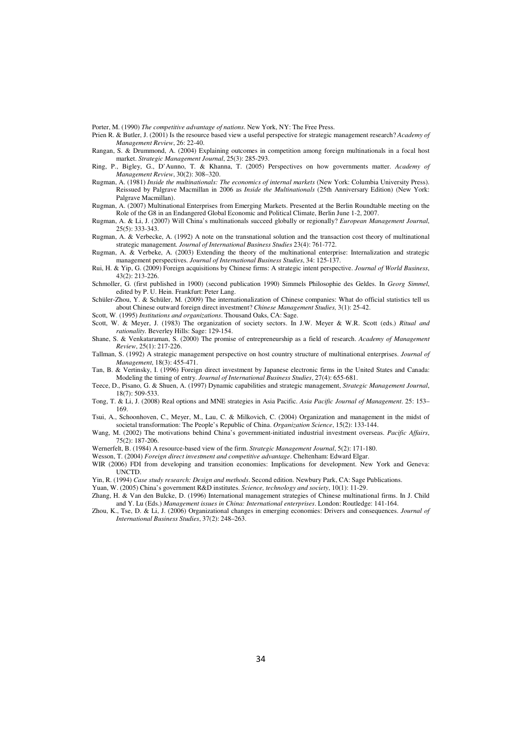Porter, M. (1990) *The competitive advantage of nations*. New York, NY: The Free Press.

Prien R. & Butler, J. (2001) Is the resource based view a useful perspective for strategic management research? *Academy of Management Review*, 26: 22-40.

Rangan, S. & Drummond, A. (2004) Explaining outcomes in competition among foreign multinationals in a focal host market. *Strategic Management Journal*, 25(3): 285-293.

Ring, P., Bigley, G., D'Aunno, T. & Khanna, T. (2005) Perspectives on how governments matter. *Academy of Management Review*, 30(2): 308–320.

Rugman, A. (1981) *Inside the multinationals: The economics of internal markets* (New York: Columbia University Press). Reissued by Palgrave Macmillan in 2006 as *Inside the Multinationals* (25th Anniversary Edition) (New York: Palgrave Macmillan).

Rugman, A. (2007) Multinational Enterprises from Emerging Markets. Presented at the Berlin Roundtable meeting on the Role of the G8 in an Endangered Global Economic and Political Climate, Berlin June 1-2, 2007.

Rugman, A. & Li, J. (2007) Will China's multinationals succeed globally or regionally? *European Management Journal*, 25(5): 333-343.

Rugman, A. & Verbecke, A. (1992) A note on the transnational solution and the transaction cost theory of multinational strategic management. *Journal of International Business Studies* 23(4): 761-772.

Rugman, A. & Verbeke, A. (2003) Extending the theory of the multinational enterprise: Internalization and strategic management perspectives. *Journal of International Business Studies*, 34: 125-137.

Rui, H. & Yip, G. (2009) Foreign acquisitions by Chinese firms: A strategic intent perspective. *Journal of World Business*, 43(2): 213-226.

Schmoller, G. (first published in 1900) (second publication 1990) Simmels Philosophie des Geldes. In *Georg Simmel*, edited by P. U. Hein. Frankfurt: Peter Lang.

Schüler-Zhou, Y. & Schüler, M. (2009) The internationalization of Chinese companies: What do official statistics tell us about Chinese outward foreign direct investment? *Chinese Management Studies,* 3(1): 25-42.

Scott, W. (1995) *Institutions and organizations*. Thousand Oaks, CA: Sage.

Scott, W. & Meyer, J. (1983) The organization of society sectors. In J.W. Meyer & W.R. Scott (eds.) *Ritual and rationality*. Beverley Hills: Sage: 129-154.

Shane, S. & Venkataraman, S. (2000) The promise of entrepreneurship as a field of research. *Academy of Management Review*, 25(1): 217-226.

Tallman, S. (1992) A strategic management perspective on host country structure of multinational enterprises. *Journal of Management*, 18(3): 455-471.

Tan, B. & Vertinsky, I. (1996) Foreign direct investment by Japanese electronic firms in the United States and Canada: Modeling the timing of entry. *Journal of International Business Studies*, 27(4): 655-681.

Teece, D., Pisano, G. & Shuen, A. (1997) Dynamic capabilities and strategic management, *Strategic Management Journal*, 18(7): 509-533.

Tong, T. & Li, J. (2008) Real options and MNE strategies in Asia Pacific. *Asia Pacific Journal of Management*. 25: 153–169.

Tsui, A., Schoonhoven, C., Meyer, M., Lau, C. & Milkovich, C. (2004) Organization and management in the midst of societal transformation: The People's Republic of China. *Organization Science*, 15(2): 133-144.

Wang, M. (2002) The motivations behind China's government-initiated industrial investment overseas. *Pacific Affairs*, 75(2): 187-206.

Wernerfelt, B. (1984) A resource-based view of the firm. *Strategic Management Journal*, 5(2): 171-180.

Wesson, T. (2004) *Foreign direct investment and competitive advantage*. Cheltenham: Edward Elgar.

WIR (2006) FDI from developing and transition economies: Implications for development. New York and Geneva: UNCTD.

Yin, R. (1994) *Case study research: Design and methods*. Second edition. Newbury Park, CA: Sage Publications.

Yuan, W. (2005) China's government R&D institutes. *Science, technology and society*, 10(1): 11-29.

Zhang, H. & Van den Bulcke, D. (1996) International management strategies of Chinese multinational firms. In J. Child and Y. Lu (Eds.) *Management issues in China: International enterprises*. London: Routledge: 141-164.

Zhou, K., Tse, D. & Li, J. (2006) Organizational changes in emerging economies: Drivers and consequences. *Journal of International Business Studies*, 37(2): 248–263.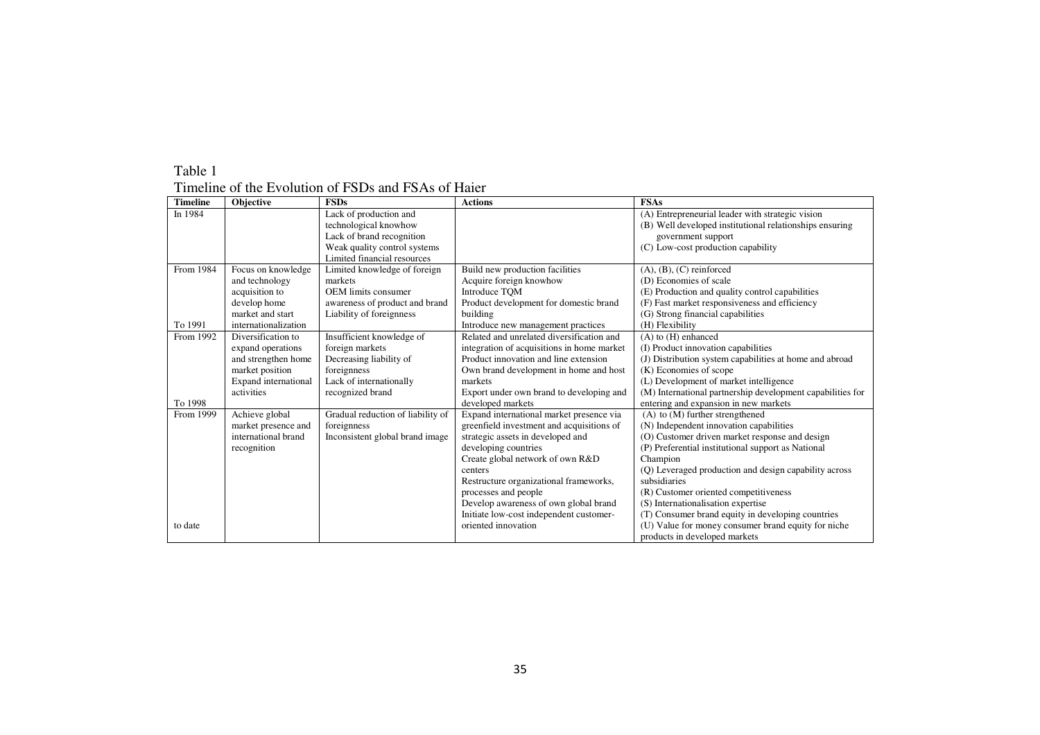Table 1

Timeline of the Evolution of FSDs and FSAs of Haier

| Timeline | Objective | FSDs | Actions | FSAs |
|---|---|---|---|---|
| In 1984 | | Lack of production and technological knowhow<br>Lack of brand recognition<br>Weak quality control systems<br>Limited financial resources | | (A) Entrepreneurial leader with strategic vision<br>(B) Well developed institutional relationships ensuring government support<br>(C) Low-cost production capability |
| From 1984<br>To 1991 | Focus on knowledge and technology acquisition to develop home market and start internationalization | Limited knowledge of foreign markets<br>OEM limits consumer awareness of product and brand<br>Liability of foreignness | Build new production facilities<br>Acquire foreign knowhow<br>Introduce TQM<br>Product development for domestic brand building<br>Introduce new management practices | (A), (B), (C) reinforced<br>(D) Economies of scale<br>(E) Production and quality control capabilities<br>(F) Fast market responsiveness and efficiency<br>(G) Strong financial capabilities<br>(H) Flexibility |
| From 1992<br>To 1998 | Diversification to expand operations and strengthen home market position<br>Expand international activities | Insufficient knowledge of foreign markets<br>Decreasing liability of foreignness<br>Lack of internationally recognized brand | Related and unrelated diversification and integration of acquisitions in home market<br>Product innovation and line extension<br>Own brand development in home and host markets<br>Export under own brand to developing and developed markets | (A) to (H) enhanced<br>(I) Product innovation capabilities<br>(J) Distribution system capabilities at home and abroad<br>(K) Economies of scope<br>(L) Development of market intelligence<br>(M) International partnership development capabilities for entering and expansion in new markets |
| From 1999<br>to date | Achieve global market presence and international brand recognition | Gradual reduction of liability of foreignness<br>Inconsistent global brand image | Expand international market presence via greenfield investment and acquisitions of strategic assets in developed and developing countries<br>Create global network of own R&D centers<br>Restructure organizational frameworks, processes and people<br>Develop awareness of own global brand<br>Initiate low-cost independent customer-oriented innovation | (A) to (M) further strengthened<br>(N) Independent innovation capabilities<br>(O) Customer driven market response and design<br>(P) Preferential institutional support as National Champion<br>(Q) Leveraged production and design capability across subsidiaries<br>(R) Customer oriented competitiveness<br>(S) Internationalisation expertise<br>(T) Consumer brand equity in developing countries<br>(U) Value for money consumer brand equity for niche products in developed markets |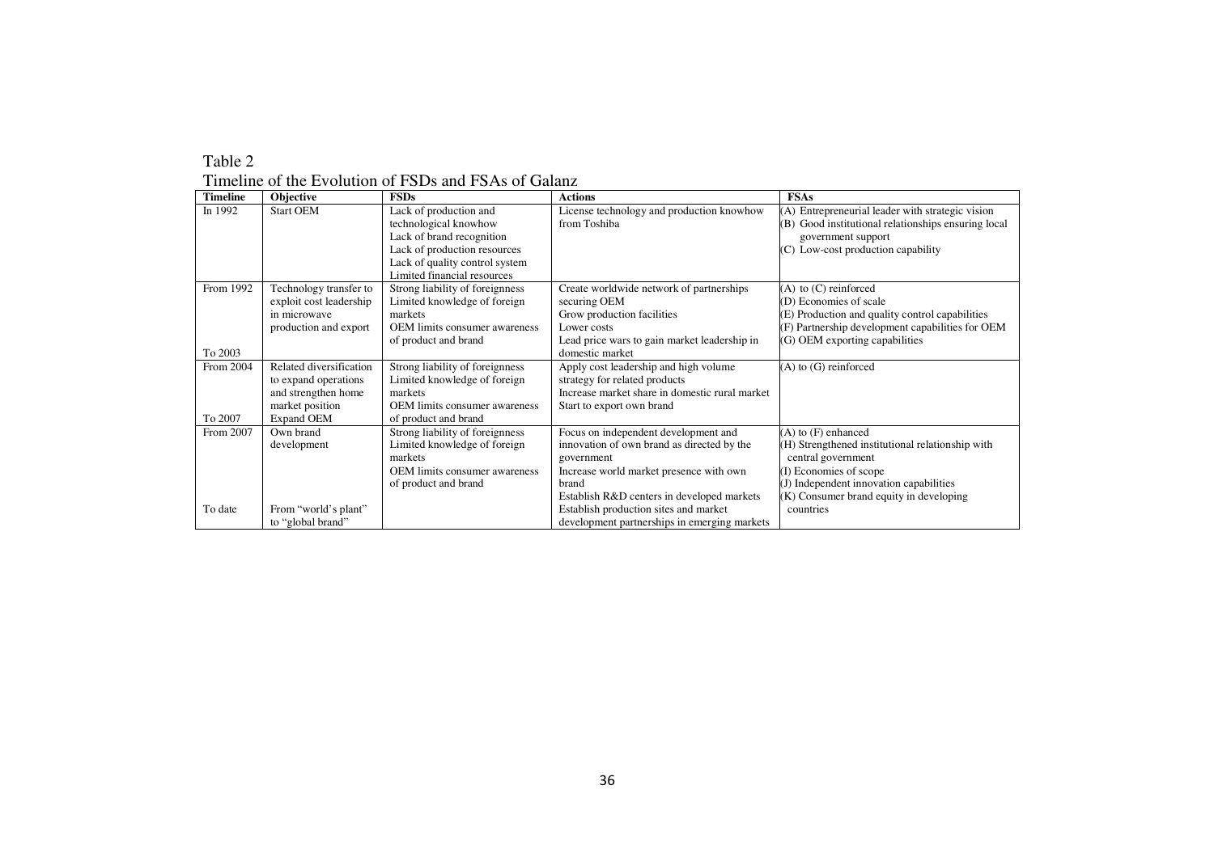Table 2

Timeline of the Evolution of FSDs and FSAs of Galanz

| Timeline | Objective | FSDs | Actions | FSAs |
|---|---|---|---|---|
| In 1992 | Start OEM | Lack of production and technological knowhow<br>Lack of brand recognition<br>Lack of production resources<br>Lack of quality control system<br>Limited financial resources | License technology and production knowhow from Toshiba | (A) Entrepreneurial leader with strategic vision<br>(B) Good institutional relationships ensuring local government support<br>(C) Low-cost production capability |
| From 1992<br><br>To 2003 | Technology transfer to exploit cost leadership in microwave production and export | Strong liability of foreignness<br>Limited knowledge of foreign markets<br>OEM limits consumer awareness of product and brand | Create worldwide network of partnerships securing OEM<br>Grow production facilities<br>Lower costs<br>Lead price wars to gain market leadership in domestic market | (A) to (C) reinforced<br>(D) Economies of scale<br>(E) Production and quality control capabilities<br>(F) Partnership development capabilities for OEM<br>(G) OEM exporting capabilities |
| From 2004<br><br>To 2007 | Related diversification to expand operations and strengthen home market position<br>Expand OEM | Strong liability of foreignness<br>Limited knowledge of foreign markets<br>OEM limits consumer awareness of product and brand | Apply cost leadership and high volume strategy for related products<br>Increase market share in domestic rural market<br>Start to export own brand | (A) to (G) reinforced |
| From 2007<br><br>To date | Own brand development<br><br>From "world's plant" to "global brand" | Strong liability of foreignness<br>Limited knowledge of foreign markets<br>OEM limits consumer awareness of product and brand | Focus on independent development and innovation of own brand as directed by the government<br>Increase world market presence with own brand<br>Establish R&D centers in developed markets<br>Establish production sites and market development partnerships in emerging markets | (A) to (F) enhanced<br>(H) Strengthened institutional relationship with central government<br>(I) Economies of scope<br>(J) Independent innovation capabilities<br>(K) Consumer brand equity in developing countries |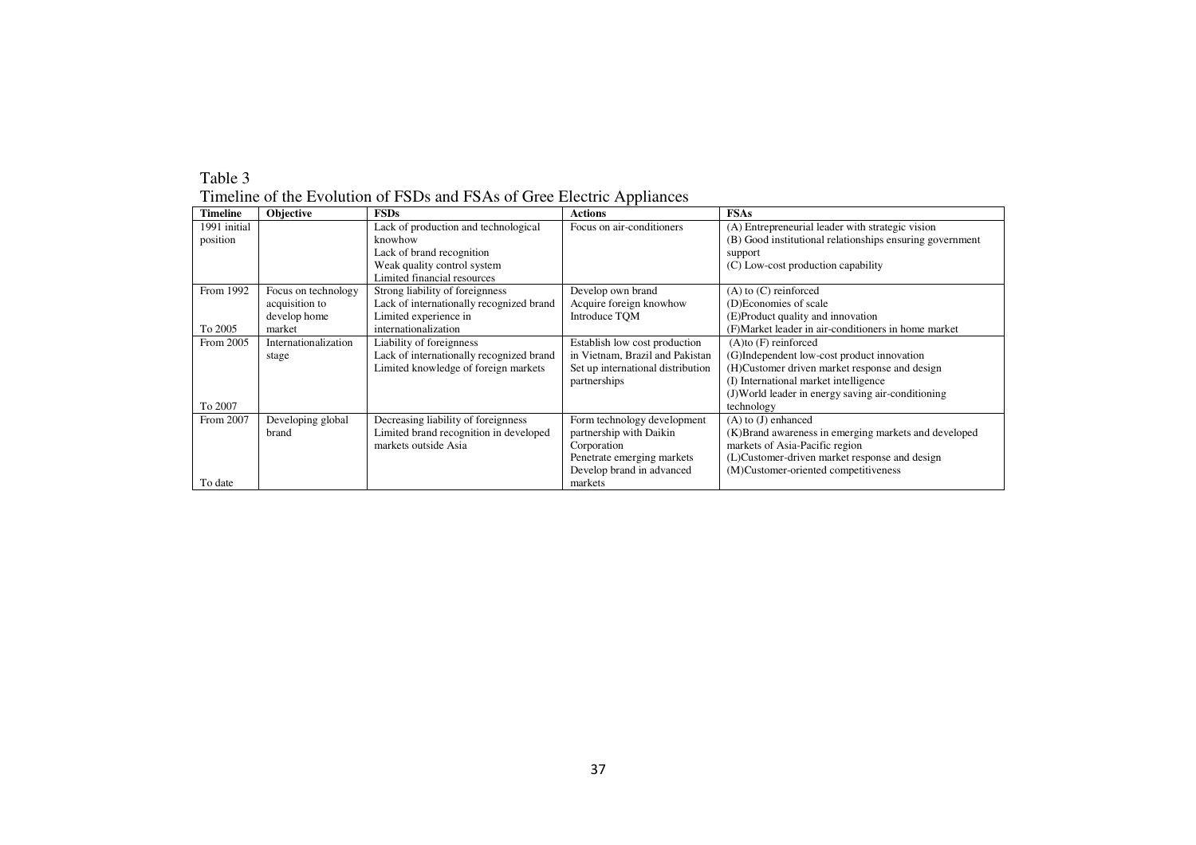Table 3

Timeline of the Evolution of FSDs and FSAs of Gree Electric Appliances

| Timeline | Objective | FSDs | Actions | FSAs |
|---|---|---|---|---|
| 1991 initial position | | Lack of production and technological knowhow<br>Lack of brand recognition<br>Weak quality control system<br>Limited financial resources | Focus on air-conditioners | (A) Entrepreneurial leader with strategic vision<br>(B) Good institutional relationships ensuring government support<br>(C) Low-cost production capability |
| From 1992<br><br>To 2005 | Focus on technology acquisition to develop home market | Strong liability of foreignness<br>Lack of internationally recognized brand<br>Limited experience in internationalization | Develop own brand<br>Acquire foreign knowhow<br>Introduce TQM | (A) to (C) reinforced<br>(D)Economies of scale<br>(E)Product quality and innovation<br>(F)Market leader in air-conditioners in home market |
| From 2005<br><br>To 2007 | Internationalization stage | Liability of foreignness<br>Lack of internationally recognized brand<br>Limited knowledge of foreign markets | Establish low cost production in Vietnam, Brazil and Pakistan<br>Set up international distribution partnerships | (A)to (F) reinforced<br>(G)Independent low-cost product innovation<br>(H)Customer driven market response and design<br>(I) International market intelligence<br>(J)World leader in energy saving air-conditioning technology |
| From 2007<br><br>To date | Developing global brand | Decreasing liability of foreignness<br>Limited brand recognition in developed markets outside Asia | Form technology development partnership with Daikin Corporation<br>Penetrate emerging markets<br>Develop brand in advanced markets | (A) to (J) enhanced<br>(K)Brand awareness in emerging markets and developed markets of Asia-Pacific region<br>(L)Customer-driven market response and design<br>(M)Customer-oriented competitiveness |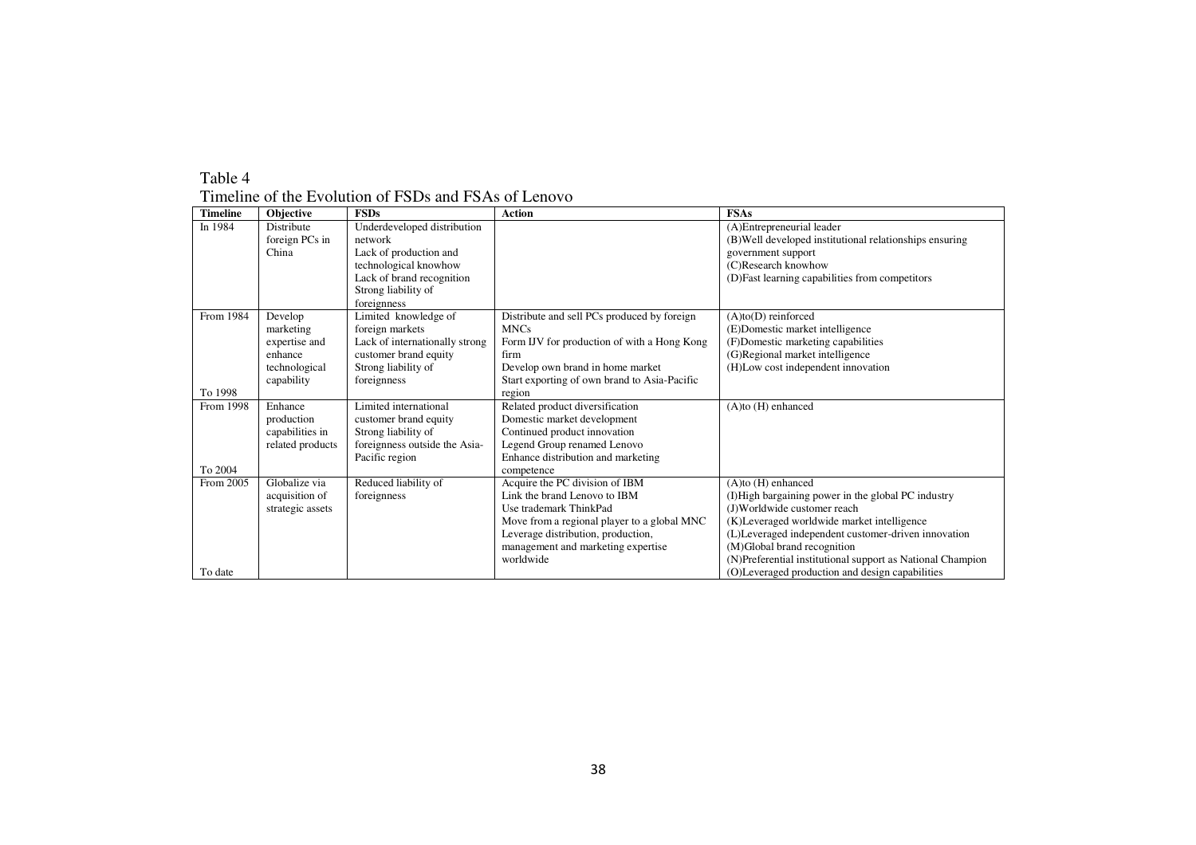Table 4
Timeline of the Evolution of FSDs and FSAs of Lenovo

| Timeline | Objective | FSDs | Action | FSAs |
|---|---|---|---|---|
| In 1984 | Distribute foreign PCs in China | Underdeveloped distribution network<br>Lack of production and technological knowhow<br>Lack of brand recognition<br>Strong liability of foreignness | | (A)Entrepreneurial leader<br>(B)Well developed institutional relationships ensuring government support<br>(C)Research knowhow<br>(D)Fast learning capabilities from competitors |
| From 1984<br>To 1998 | Develop marketing expertise and enhance technological capability | Limited knowledge of foreign markets<br>Lack of internationally strong customer brand equity<br>Strong liability of foreignness | Distribute and sell PCs produced by foreign MNCs<br>Form IJV for production of with a Hong Kong firm<br>Develop own brand in home market<br>Start exporting of own brand to Asia-Pacific region | (A)to(D) reinforced<br>(E)Domestic market intelligence<br>(F)Domestic marketing capabilities<br>(G)Regional market intelligence<br>(H)Low cost independent innovation |
| From 1998<br>To 2004 | Enhance production capabilities in related products | Limited international customer brand equity<br>Strong liability of foreignness outside the Asia-Pacific region | Related product diversification<br>Domestic market development<br>Continued product innovation<br>Legend Group renamed Lenovo<br>Enhance distribution and marketing competence | (A)to (H) enhanced |
| From 2005<br>To date | Globalize via acquisition of strategic assets | Reduced liability of foreignness | Acquire the PC division of IBM<br>Link the brand Lenovo to IBM<br>Use trademark ThinkPad<br>Move from a regional player to a global MNC<br>Leverage distribution, production, management and marketing expertise worldwide | (A)to (H) enhanced<br>(I)High bargaining power in the global PC industry<br>(J)Worldwide customer reach<br>(K)Leveraged worldwide market intelligence<br>(L)Leveraged independent customer-driven innovation<br>(M)Global brand recognition<br>(N)Preferential institutional support as National Champion<br>(O)Leveraged production and design capabilities |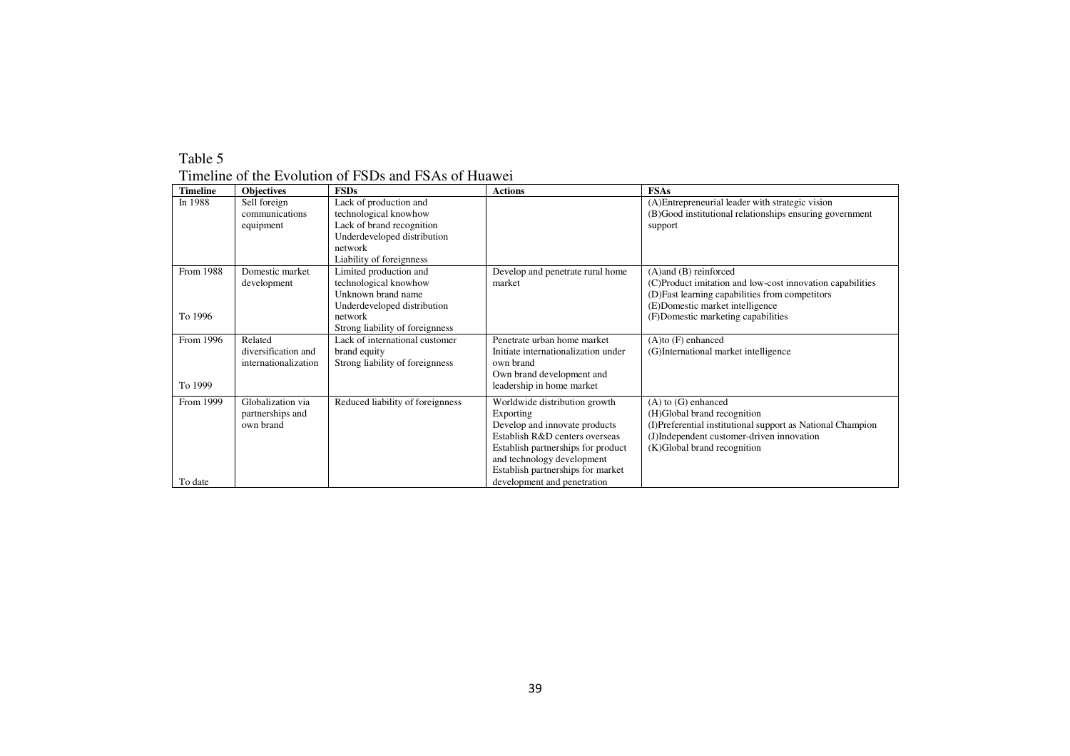Table 5

Timeline of the Evolution of FSDs and FSAs of Huawei

| Timeline | Objectives | FSDs | Actions | FSAs |
|---|---|---|---|---|
| In 1988 | Sell foreign communications equipment | Lack of production and technological knowhow<br>Lack of brand recognition<br>Underdeveloped distribution network<br>Liability of foreignness | | (A)Entrepreneurial leader with strategic vision<br>(B)Good institutional relationships ensuring government support |
| From 1988<br><br>To 1996 | Domestic market development | Limited production and technological knowhow<br>Unknown brand name<br>Underdeveloped distribution network<br>Strong liability of foreignness | Develop and penetrate rural home market | (A)and (B) reinforced<br>(C)Product imitation and low-cost innovation capabilities<br>(D)Fast learning capabilities from competitors<br>(E)Domestic market intelligence<br>(F)Domestic marketing capabilities |
| From 1996<br><br>To 1999 | Related diversification and internationalization | Lack of international customer brand equity<br>Strong liability of foreignness | Penetrate urban home market<br>Initiate internationalization under own brand<br>Own brand development and leadership in home market | (A)to (F) enhanced<br>(G)International market intelligence |
| From 1999<br><br>To date | Globalization via partnerships and own brand | Reduced liability of foreignness | Worldwide distribution growth<br>Exporting<br>Develop and innovate products<br>Establish R&D centers overseas<br>Establish partnerships for product and technology development<br>Establish partnerships for market development and penetration | (A) to (G) enhanced<br>(H)Global brand recognition<br>(I)Preferential institutional support as National Champion<br>(J)Independent customer-driven innovation<br>(K)Global brand recognition |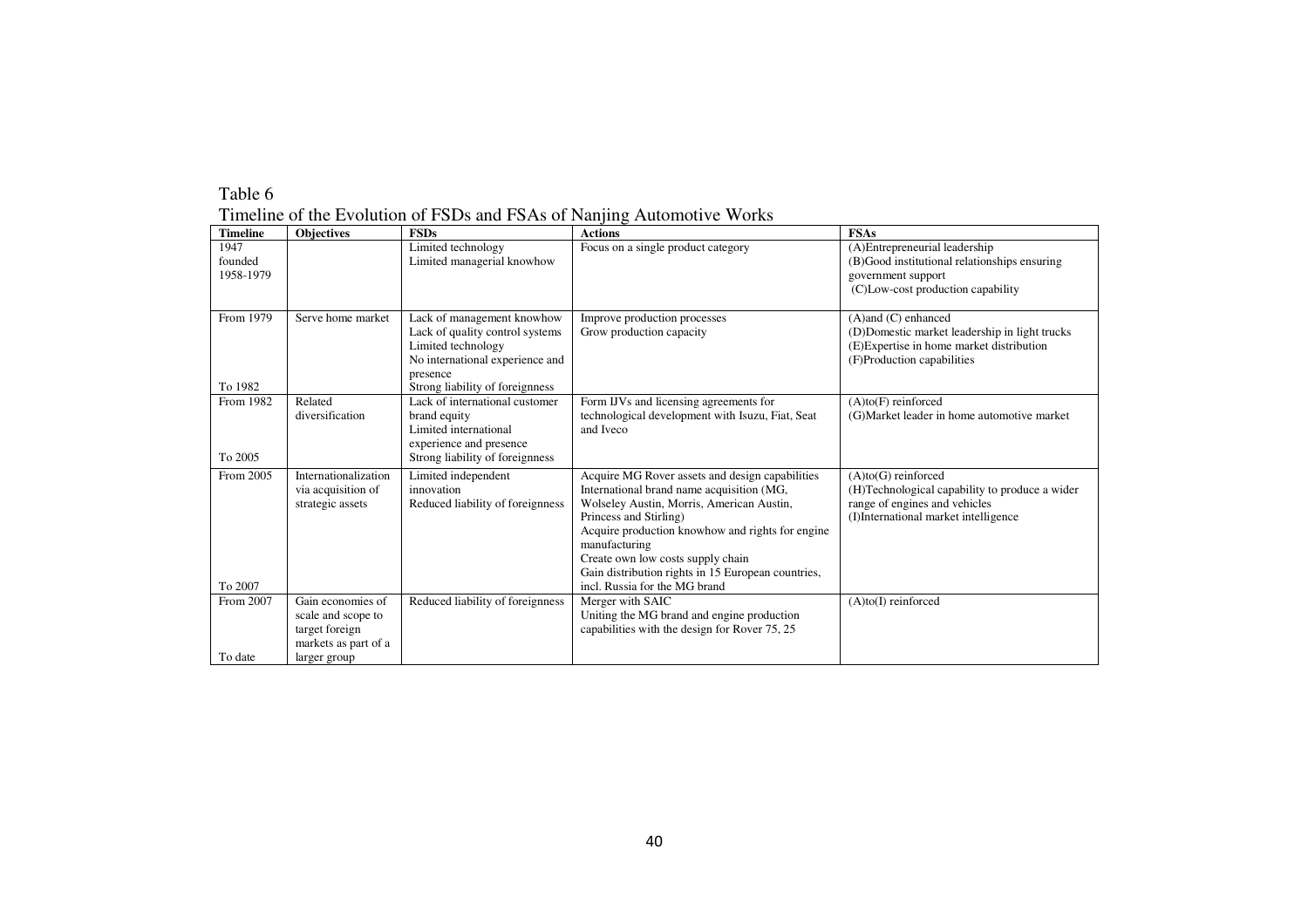Table 6
Timeline of the Evolution of FSDs and FSAs of Nanjing Automotive Works

| Timeline | Objectives | FSDs | Actions | FSAs |
|---|---|---|---|---|
| 1947 founded 1958-1979 | | Limited technology<br>Limited managerial knowhow | Focus on a single product category | (A)Entrepreneurial leadership<br>(B)Good institutional relationships ensuring government support<br>(C)Low-cost production capability |
| From 1979<br><br>To 1982 | Serve home market | Lack of management knowhow<br>Lack of quality control systems<br>Limited technology<br>No international experience and presence<br>Strong liability of foreignness | Improve production processes<br>Grow production capacity | (A)and (C) enhanced<br>(D)Domestic market leadership in light trucks<br>(E)Expertise in home market distribution<br>(F)Production capabilities |
| From 1982<br><br>To 2005 | Related diversification | Lack of international customer brand equity<br>Limited international experience and presence<br>Strong liability of foreignness | Form IJVs and licensing agreements for technological development with Isuzu, Fiat, Seat and Iveco | (A)to(F) reinforced<br>(G)Market leader in home automotive market |
| From 2005<br><br>To 2007 | Internationalization via acquisition of strategic assets | Limited independent innovation<br>Reduced liability of foreignness | Acquire MG Rover assets and design capabilities<br>International brand name acquisition (MG, Wolseley Austin, Morris, American Austin, Princess and Stirling)<br>Acquire production knowhow and rights for engine manufacturing<br>Create own low costs supply chain<br>Gain distribution rights in 15 European countries, incl. Russia for the MG brand | (A)to(G) reinforced<br>(H)Technological capability to produce a wider range of engines and vehicles<br>(I)International market intelligence |
| From 2007<br><br>To date | Gain economies of scale and scope to target foreign markets as part of a larger group | Reduced liability of foreignness | Merger with SAIC<br>Uniting the MG brand and engine production capabilities with the design for Rover 75, 25 | (A)to(I) reinforced |